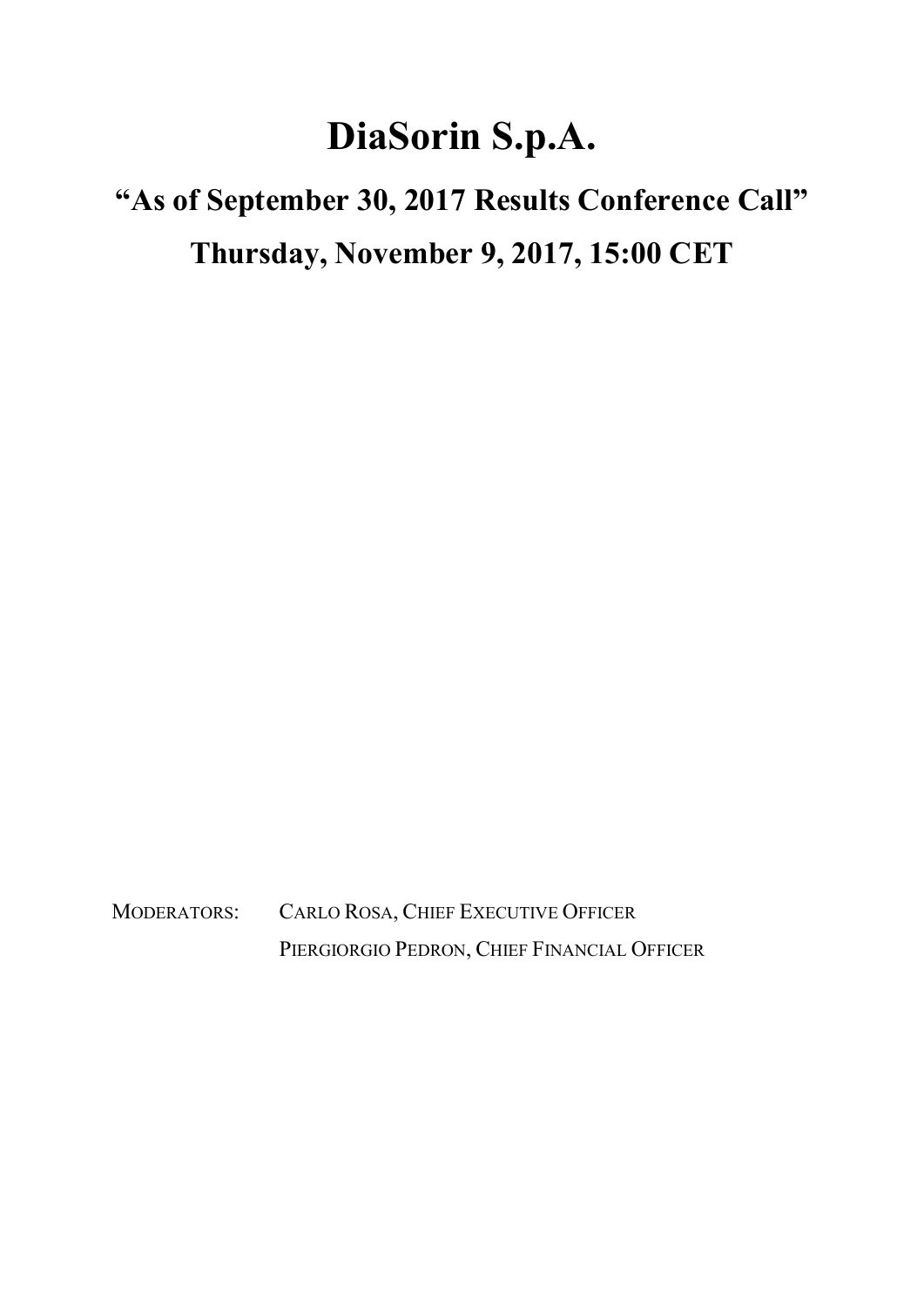# DiaSorin S.p.A.

## "As of September 30, 2017 Results Conference Call"

## Thursday, November 9, 2017, 15:00 CET

MODERATORS: CARLO ROSA, CHIEF EXECUTIVE OFFICER
PIERGIORGIO PEDRON, CHIEF FINANCIAL OFFICER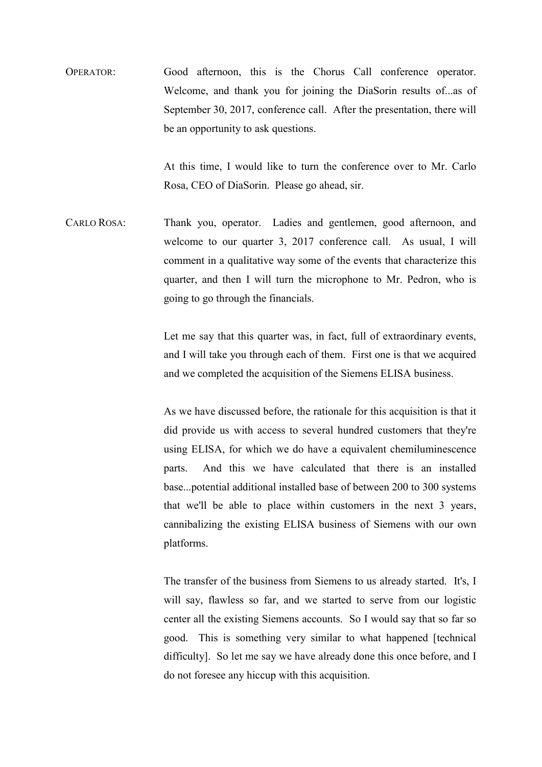OPERATOR: Good afternoon, this is the Chorus Call conference operator. Welcome, and thank you for joining the DiaSorin results of...as of September 30, 2017, conference call. After the presentation, there will be an opportunity to ask questions.

At this time, I would like to turn the conference over to Mr. Carlo Rosa, CEO of DiaSorin. Please go ahead, sir.

CARLO ROSA: Thank you, operator. Ladies and gentlemen, good afternoon, and welcome to our quarter 3, 2017 conference call. As usual, I will comment in a qualitative way some of the events that characterize this quarter, and then I will turn the microphone to Mr. Pedron, who is going to go through the financials.

Let me say that this quarter was, in fact, full of extraordinary events, and I will take you through each of them. First one is that we acquired and we completed the acquisition of the Siemens ELISA business.

As we have discussed before, the rationale for this acquisition is that it did provide us with access to several hundred customers that they're using ELISA, for which we do have a equivalent chemiluminescence parts. And this we have calculated that there is an installed base...potential additional installed base of between 200 to 300 systems that we'll be able to place within customers in the next 3 years, cannibalizing the existing ELISA business of Siemens with our own platforms.

The transfer of the business from Siemens to us already started. It's, I will say, flawless so far, and we started to serve from our logistic center all the existing Siemens accounts. So I would say that so far so good. This is something very similar to what happened [technical difficulty]. So let me say we have already done this once before, and I do not foresee any hiccup with this acquisition.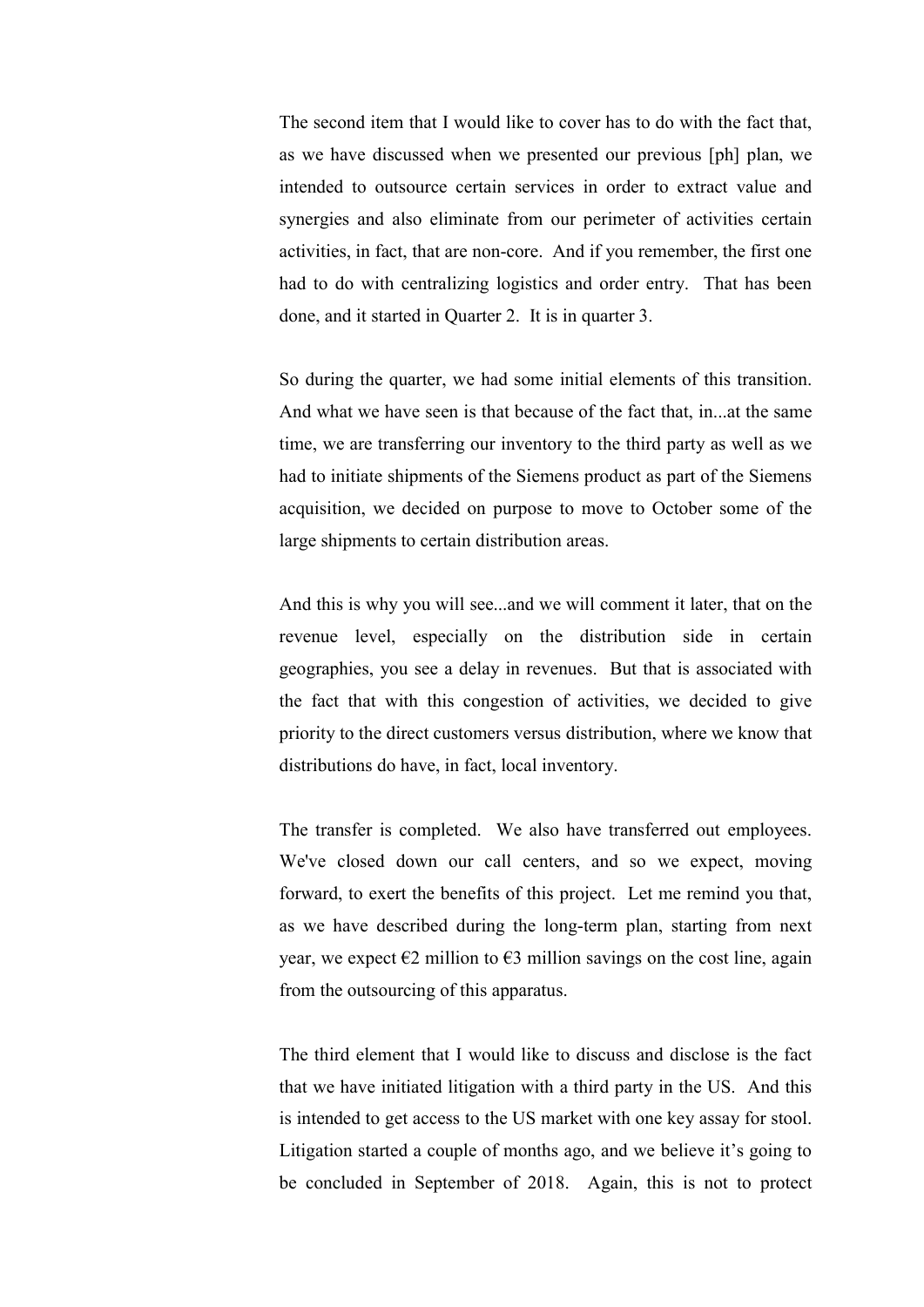The second item that I would like to cover has to do with the fact that, as we have discussed when we presented our previous [ph] plan, we intended to outsource certain services in order to extract value and synergies and also eliminate from our perimeter of activities certain activities, in fact, that are non-core. And if you remember, the first one had to do with centralizing logistics and order entry. That has been done, and it started in Quarter 2. It is in quarter 3.

So during the quarter, we had some initial elements of this transition. And what we have seen is that because of the fact that, in...at the same time, we are transferring our inventory to the third party as well as we had to initiate shipments of the Siemens product as part of the Siemens acquisition, we decided on purpose to move to October some of the large shipments to certain distribution areas.

And this is why you will see...and we will comment it later, that on the revenue level, especially on the distribution side in certain geographies, you see a delay in revenues. But that is associated with the fact that with this congestion of activities, we decided to give priority to the direct customers versus distribution, where we know that distributions do have, in fact, local inventory.

The transfer is completed. We also have transferred out employees. We've closed down our call centers, and so we expect, moving forward, to exert the benefits of this project. Let me remind you that, as we have described during the long-term plan, starting from next year, we expect €2 million to €3 million savings on the cost line, again from the outsourcing of this apparatus.

The third element that I would like to discuss and disclose is the fact that we have initiated litigation with a third party in the US. And this is intended to get access to the US market with one key assay for stool. Litigation started a couple of months ago, and we believe it's going to be concluded in September of 2018. Again, this is not to protect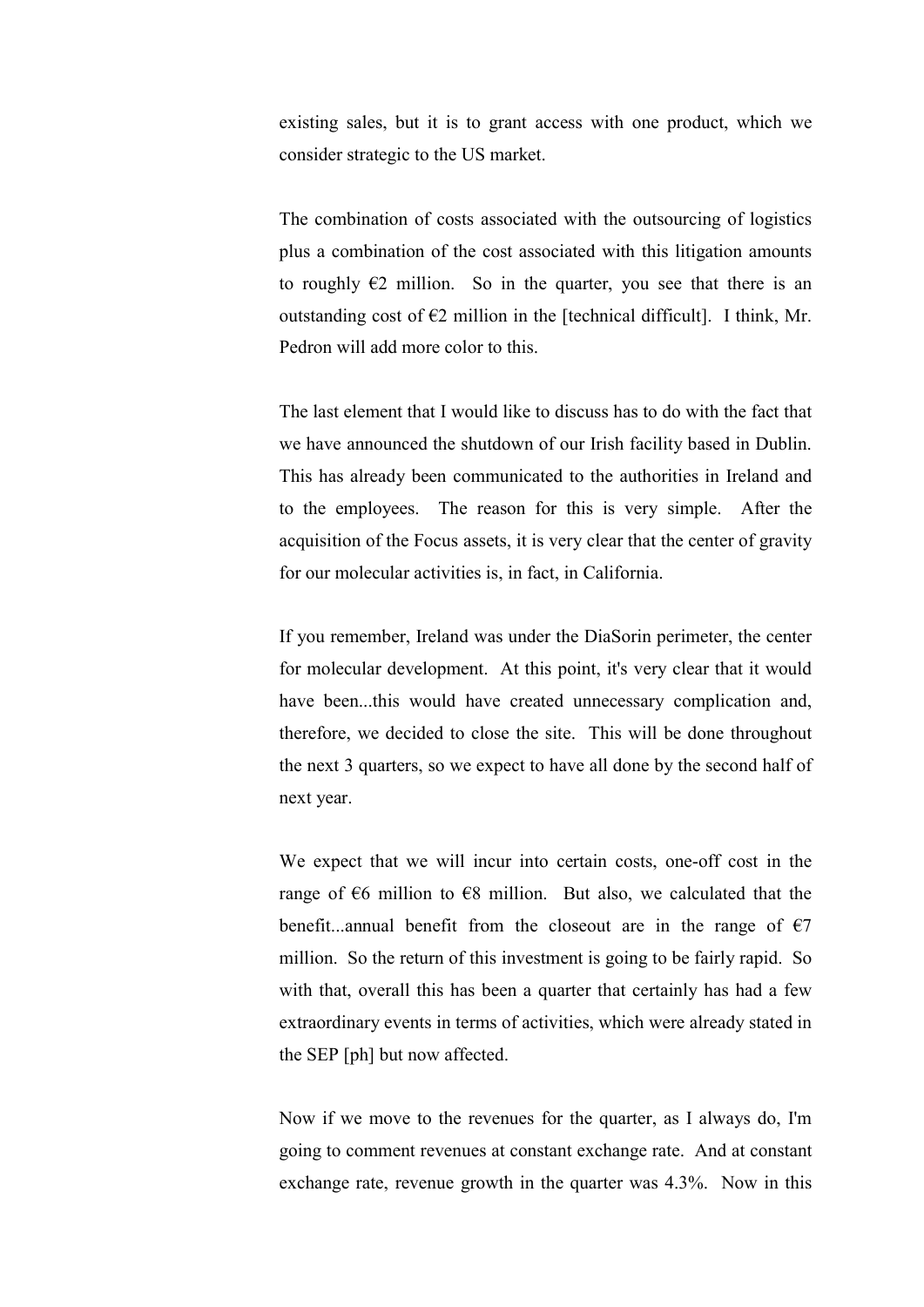existing sales, but it is to grant access with one product, which we consider strategic to the US market.

The combination of costs associated with the outsourcing of logistics plus a combination of the cost associated with this litigation amounts to roughly €2 million. So in the quarter, you see that there is an outstanding cost of €2 million in the [technical difficult]. I think, Mr. Pedron will add more color to this.

The last element that I would like to discuss has to do with the fact that we have announced the shutdown of our Irish facility based in Dublin. This has already been communicated to the authorities in Ireland and to the employees. The reason for this is very simple. After the acquisition of the Focus assets, it is very clear that the center of gravity for our molecular activities is, in fact, in California.

If you remember, Ireland was under the DiaSorin perimeter, the center for molecular development. At this point, it's very clear that it would have been...this would have created unnecessary complication and, therefore, we decided to close the site. This will be done throughout the next 3 quarters, so we expect to have all done by the second half of next year.

We expect that we will incur into certain costs, one-off cost in the range of €6 million to €8 million. But also, we calculated that the benefit...annual benefit from the closeout are in the range of €7 million. So the return of this investment is going to be fairly rapid. So with that, overall this has been a quarter that certainly has had a few extraordinary events in terms of activities, which were already stated in the SEP [ph] but now affected.

Now if we move to the revenues for the quarter, as I always do, I'm going to comment revenues at constant exchange rate. And at constant exchange rate, revenue growth in the quarter was 4.3%. Now in this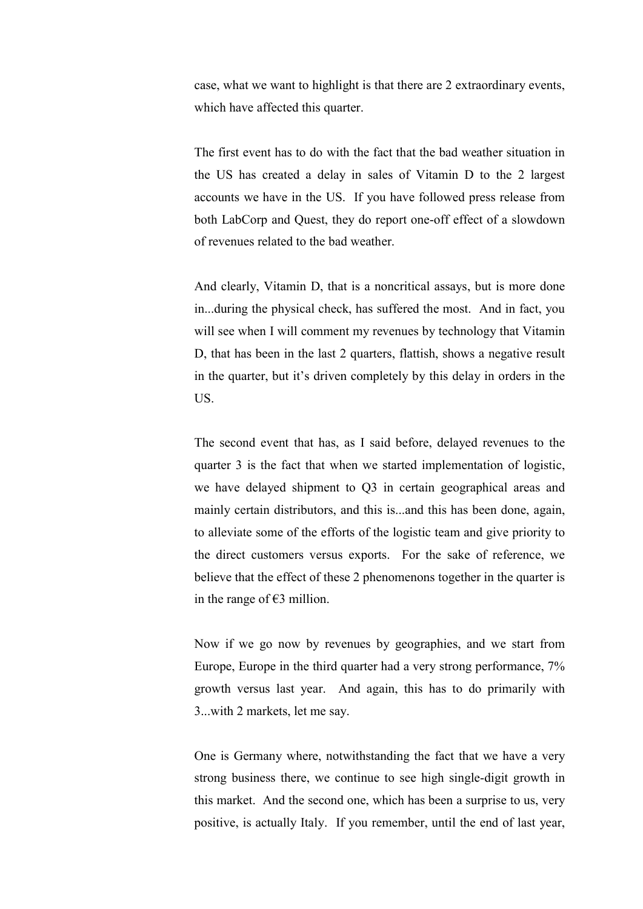case, what we want to highlight is that there are 2 extraordinary events, which have affected this quarter.

The first event has to do with the fact that the bad weather situation in the US has created a delay in sales of Vitamin D to the 2 largest accounts we have in the US. If you have followed press release from both LabCorp and Quest, they do report one-off effect of a slowdown of revenues related to the bad weather.

And clearly, Vitamin D, that is a noncritical assays, but is more done in...during the physical check, has suffered the most. And in fact, you will see when I will comment my revenues by technology that Vitamin D, that has been in the last 2 quarters, flattish, shows a negative result in the quarter, but it's driven completely by this delay in orders in the US.

The second event that has, as I said before, delayed revenues to the quarter 3 is the fact that when we started implementation of logistic, we have delayed shipment to Q3 in certain geographical areas and mainly certain distributors, and this is...and this has been done, again, to alleviate some of the efforts of the logistic team and give priority to the direct customers versus exports. For the sake of reference, we believe that the effect of these 2 phenomenons together in the quarter is in the range of €3 million.

Now if we go now by revenues by geographies, and we start from Europe, Europe in the third quarter had a very strong performance, 7% growth versus last year. And again, this has to do primarily with 3...with 2 markets, let me say.

One is Germany where, notwithstanding the fact that we have a very strong business there, we continue to see high single-digit growth in this market. And the second one, which has been a surprise to us, very positive, is actually Italy. If you remember, until the end of last year,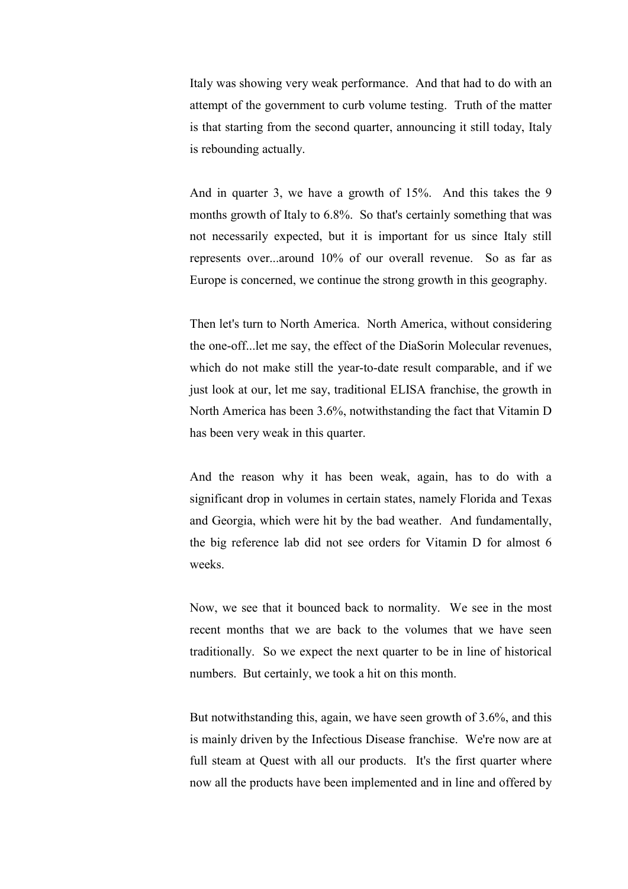Italy was showing very weak performance. And that had to do with an attempt of the government to curb volume testing. Truth of the matter is that starting from the second quarter, announcing it still today, Italy is rebounding actually.

And in quarter 3, we have a growth of 15%. And this takes the 9 months growth of Italy to 6.8%. So that's certainly something that was not necessarily expected, but it is important for us since Italy still represents over...around 10% of our overall revenue. So as far as Europe is concerned, we continue the strong growth in this geography.

Then let's turn to North America. North America, without considering the one-off...let me say, the effect of the DiaSorin Molecular revenues, which do not make still the year-to-date result comparable, and if we just look at our, let me say, traditional ELISA franchise, the growth in North America has been 3.6%, notwithstanding the fact that Vitamin D has been very weak in this quarter.

And the reason why it has been weak, again, has to do with a significant drop in volumes in certain states, namely Florida and Texas and Georgia, which were hit by the bad weather. And fundamentally, the big reference lab did not see orders for Vitamin D for almost 6 weeks.

Now, we see that it bounced back to normality. We see in the most recent months that we are back to the volumes that we have seen traditionally. So we expect the next quarter to be in line of historical numbers. But certainly, we took a hit on this month.

But notwithstanding this, again, we have seen growth of 3.6%, and this is mainly driven by the Infectious Disease franchise. We're now are at full steam at Quest with all our products. It's the first quarter where now all the products have been implemented and in line and offered by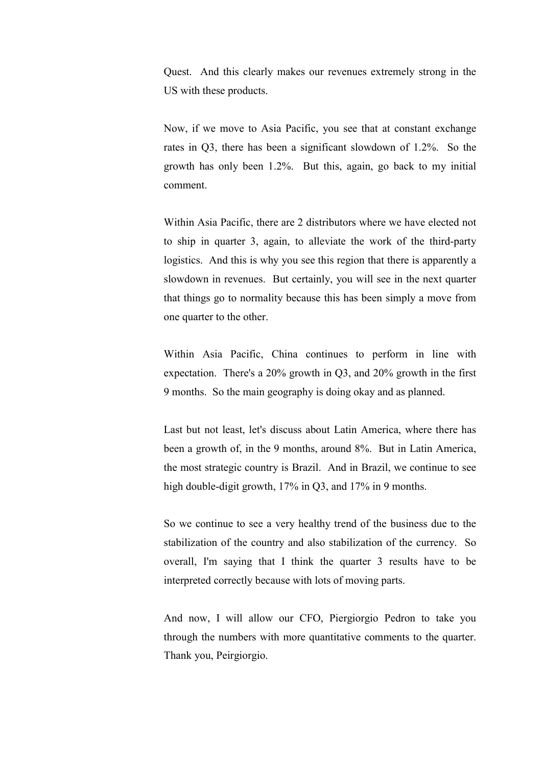Quest.  And this clearly makes our revenues extremely strong in the US with these products.

Now, if we move to Asia Pacific, you see that at constant exchange rates in Q3, there has been a significant slowdown of 1.2%.  So the growth has only been 1.2%.  But this, again, go back to my initial comment.

Within Asia Pacific, there are 2 distributors where we have elected not to ship in quarter 3, again, to alleviate the work of the third-party logistics.  And this is why you see this region that there is apparently a slowdown in revenues.  But certainly, you will see in the next quarter that things go to normality because this has been simply a move from one quarter to the other.

Within Asia Pacific, China continues to perform in line with expectation.  There's a 20% growth in Q3, and 20% growth in the first 9 months.  So the main geography is doing okay and as planned.

Last but not least, let's discuss about Latin America, where there has been a growth of, in the 9 months, around 8%.  But in Latin America, the most strategic country is Brazil.  And in Brazil, we continue to see high double-digit growth, 17% in Q3, and 17% in 9 months.

So we continue to see a very healthy trend of the business due to the stabilization of the country and also stabilization of the currency.  So overall, I'm saying that I think the quarter 3 results have to be interpreted correctly because with lots of moving parts.

And now, I will allow our CFO, Piergiorgio Pedron to take you through the numbers with more quantitative comments to the quarter. Thank you, Peirgiorgio.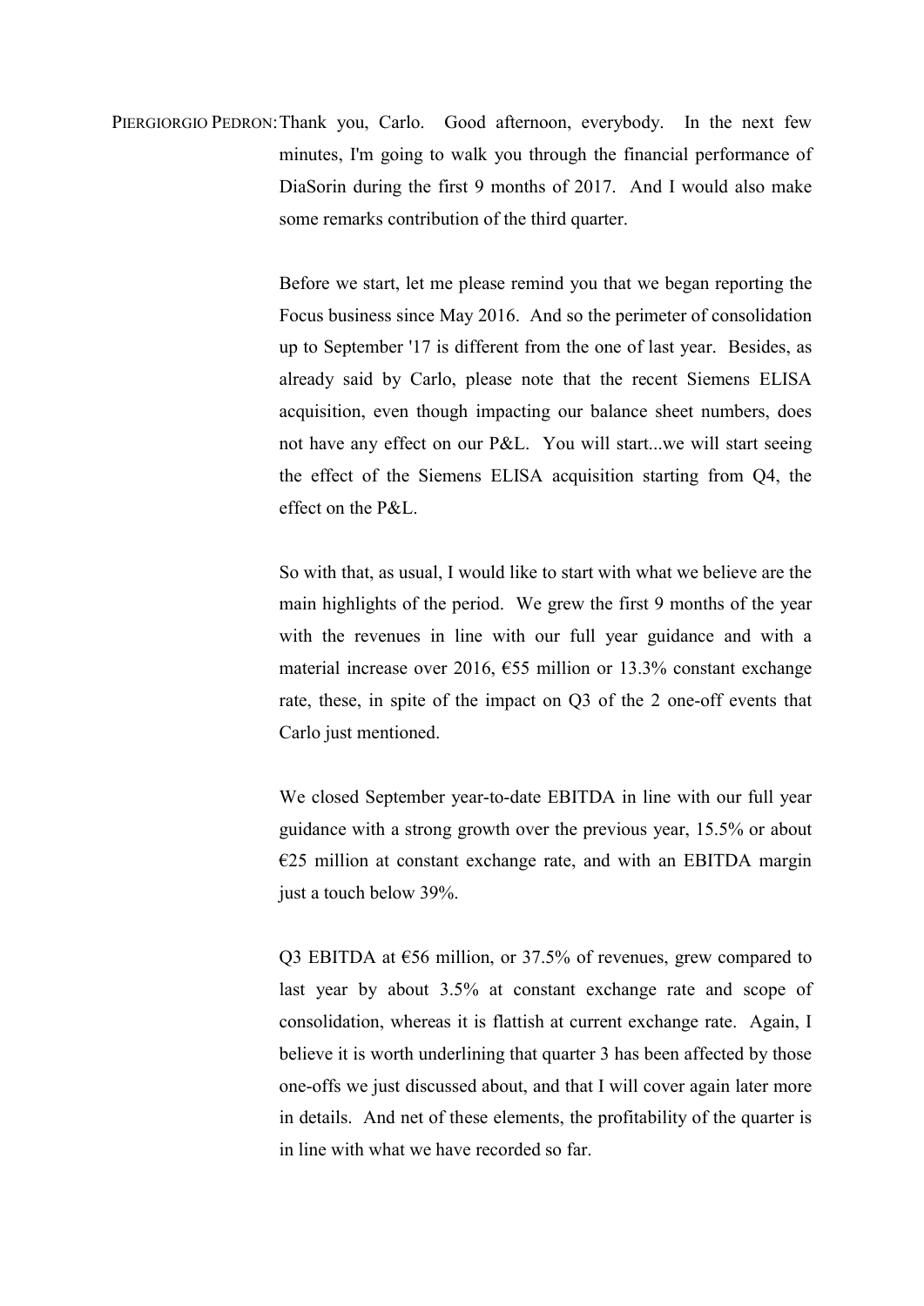PIERGIORGIO PEDRON: Thank you, Carlo. Good afternoon, everybody. In the next few minutes, I'm going to walk you through the financial performance of DiaSorin during the first 9 months of 2017. And I would also make some remarks contribution of the third quarter.

Before we start, let me please remind you that we began reporting the Focus business since May 2016. And so the perimeter of consolidation up to September '17 is different from the one of last year. Besides, as already said by Carlo, please note that the recent Siemens ELISA acquisition, even though impacting our balance sheet numbers, does not have any effect on our P&L. You will start...we will start seeing the effect of the Siemens ELISA acquisition starting from Q4, the effect on the P&L.

So with that, as usual, I would like to start with what we believe are the main highlights of the period. We grew the first 9 months of the year with the revenues in line with our full year guidance and with a material increase over 2016, €55 million or 13.3% constant exchange rate, these, in spite of the impact on Q3 of the 2 one-off events that Carlo just mentioned.

We closed September year-to-date EBITDA in line with our full year guidance with a strong growth over the previous year, 15.5% or about €25 million at constant exchange rate, and with an EBITDA margin just a touch below 39%.

Q3 EBITDA at €56 million, or 37.5% of revenues, grew compared to last year by about 3.5% at constant exchange rate and scope of consolidation, whereas it is flattish at current exchange rate. Again, I believe it is worth underlining that quarter 3 has been affected by those one-offs we just discussed about, and that I will cover again later more in details. And net of these elements, the profitability of the quarter is in line with what we have recorded so far.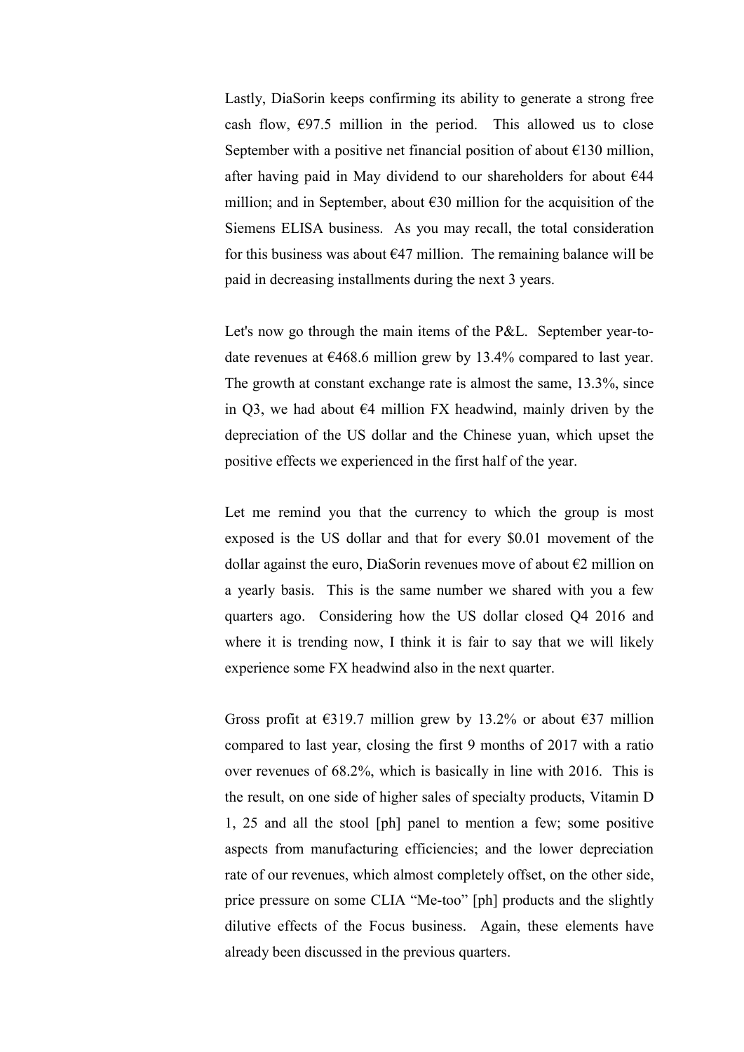Lastly, DiaSorin keeps confirming its ability to generate a strong free cash flow, €97.5 million in the period. This allowed us to close September with a positive net financial position of about €130 million, after having paid in May dividend to our shareholders for about €44 million; and in September, about €30 million for the acquisition of the Siemens ELISA business. As you may recall, the total consideration for this business was about €47 million. The remaining balance will be paid in decreasing installments during the next 3 years.

Let's now go through the main items of the P&L. September year-to-date revenues at €468.6 million grew by 13.4% compared to last year. The growth at constant exchange rate is almost the same, 13.3%, since in Q3, we had about €4 million FX headwind, mainly driven by the depreciation of the US dollar and the Chinese yuan, which upset the positive effects we experienced in the first half of the year.

Let me remind you that the currency to which the group is most exposed is the US dollar and that for every $0.01 movement of the dollar against the euro, DiaSorin revenues move of about €2 million on a yearly basis. This is the same number we shared with you a few quarters ago. Considering how the US dollar closed Q4 2016 and where it is trending now, I think it is fair to say that we will likely experience some FX headwind also in the next quarter.

Gross profit at €319.7 million grew by 13.2% or about €37 million compared to last year, closing the first 9 months of 2017 with a ratio over revenues of 68.2%, which is basically in line with 2016. This is the result, on one side of higher sales of specialty products, Vitamin D 1, 25 and all the stool [ph] panel to mention a few; some positive aspects from manufacturing efficiencies; and the lower depreciation rate of our revenues, which almost completely offset, on the other side, price pressure on some CLIA "Me-too" [ph] products and the slightly dilutive effects of the Focus business. Again, these elements have already been discussed in the previous quarters.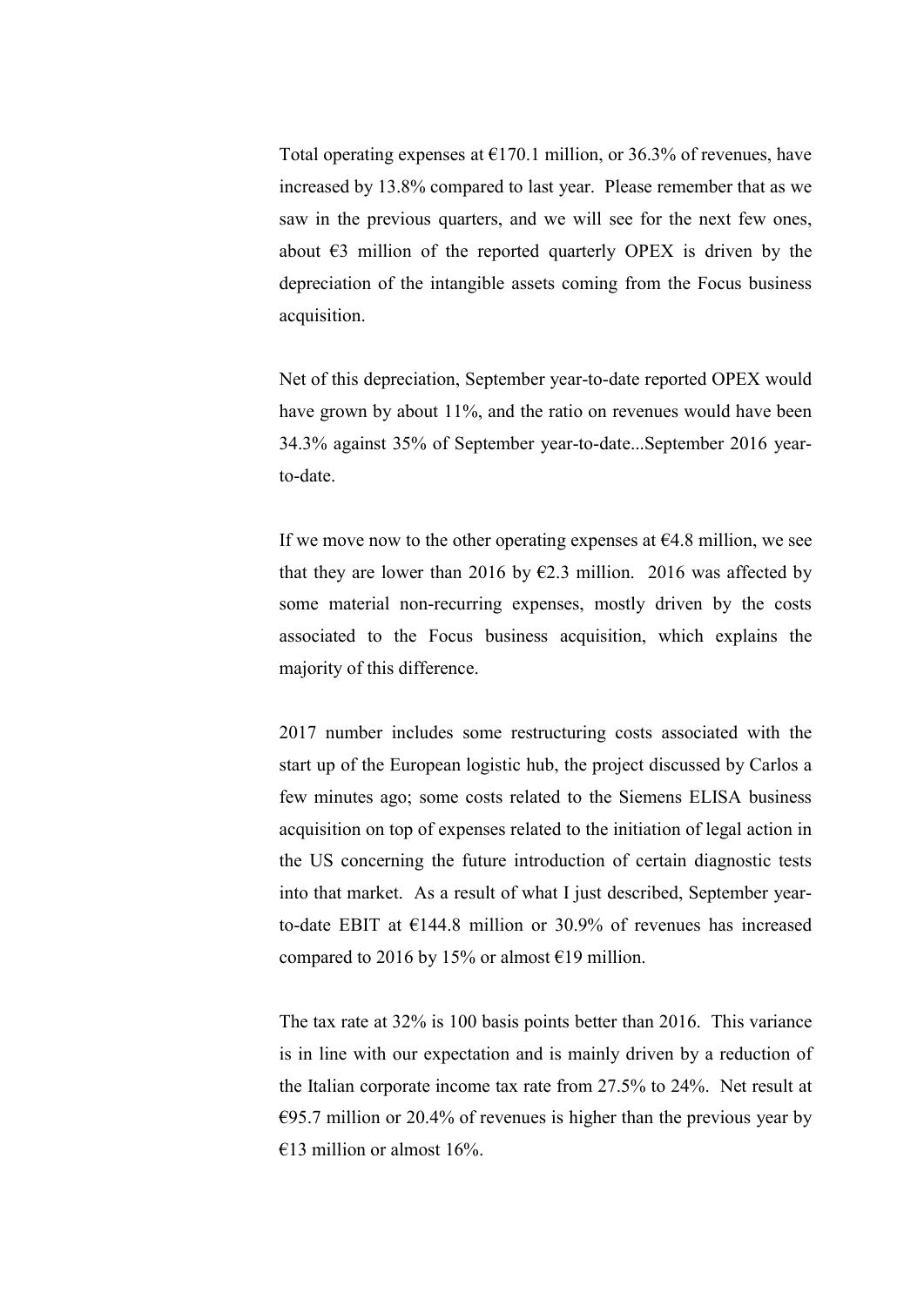Total operating expenses at €170.1 million, or 36.3% of revenues, have increased by 13.8% compared to last year. Please remember that as we saw in the previous quarters, and we will see for the next few ones, about €3 million of the reported quarterly OPEX is driven by the depreciation of the intangible assets coming from the Focus business acquisition.

Net of this depreciation, September year-to-date reported OPEX would have grown by about 11%, and the ratio on revenues would have been 34.3% against 35% of September year-to-date...September 2016 year-to-date.

If we move now to the other operating expenses at €4.8 million, we see that they are lower than 2016 by €2.3 million. 2016 was affected by some material non-recurring expenses, mostly driven by the costs associated to the Focus business acquisition, which explains the majority of this difference.

2017 number includes some restructuring costs associated with the start up of the European logistic hub, the project discussed by Carlos a few minutes ago; some costs related to the Siemens ELISA business acquisition on top of expenses related to the initiation of legal action in the US concerning the future introduction of certain diagnostic tests into that market. As a result of what I just described, September year-to-date EBIT at €144.8 million or 30.9% of revenues has increased compared to 2016 by 15% or almost €19 million.

The tax rate at 32% is 100 basis points better than 2016. This variance is in line with our expectation and is mainly driven by a reduction of the Italian corporate income tax rate from 27.5% to 24%. Net result at €95.7 million or 20.4% of revenues is higher than the previous year by €13 million or almost 16%.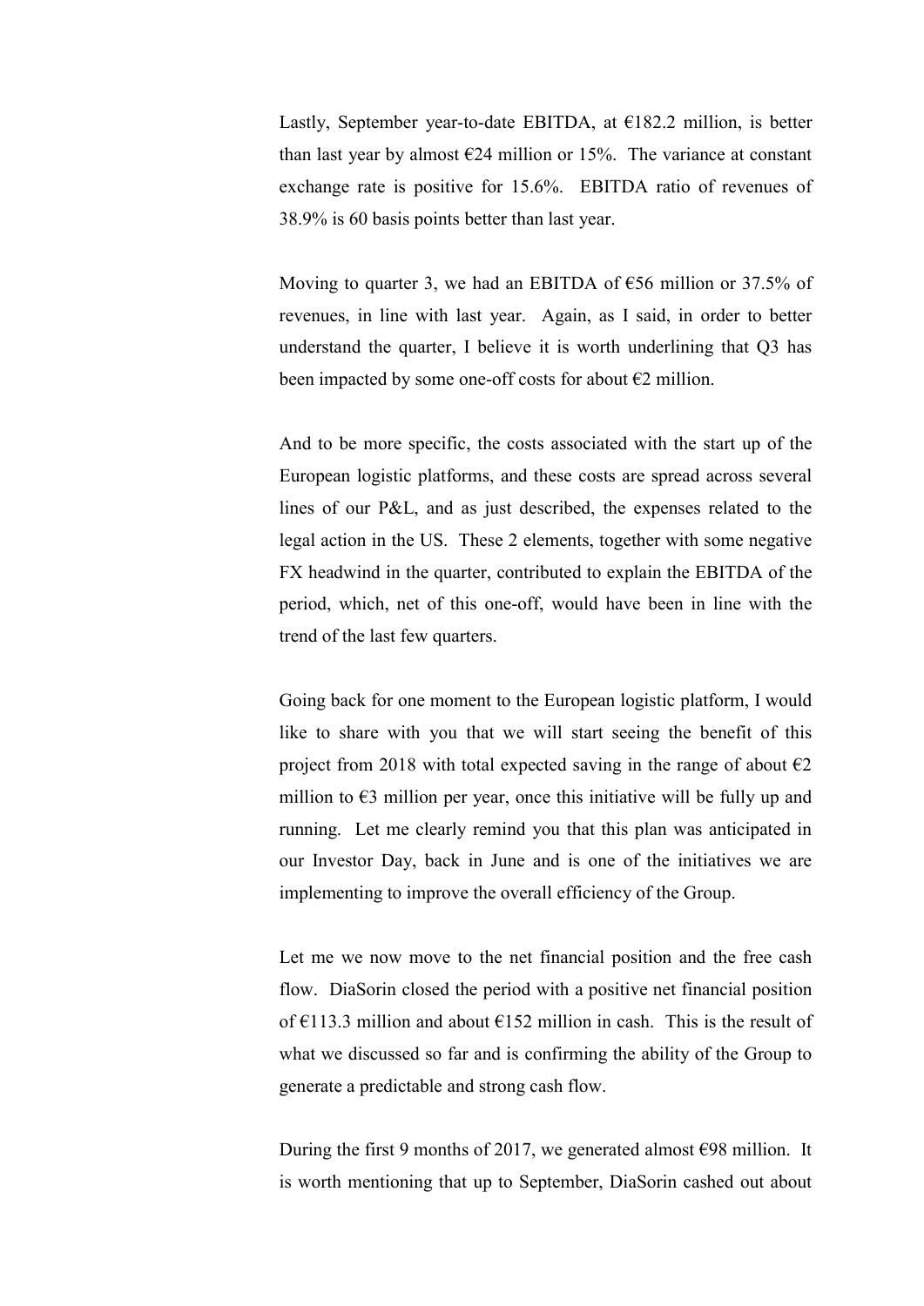Lastly, September year-to-date EBITDA, at €182.2 million, is better than last year by almost €24 million or 15%. The variance at constant exchange rate is positive for 15.6%. EBITDA ratio of revenues of 38.9% is 60 basis points better than last year.

Moving to quarter 3, we had an EBITDA of €56 million or 37.5% of revenues, in line with last year. Again, as I said, in order to better understand the quarter, I believe it is worth underlining that Q3 has been impacted by some one-off costs for about €2 million.

And to be more specific, the costs associated with the start up of the European logistic platforms, and these costs are spread across several lines of our P&L, and as just described, the expenses related to the legal action in the US. These 2 elements, together with some negative FX headwind in the quarter, contributed to explain the EBITDA of the period, which, net of this one-off, would have been in line with the trend of the last few quarters.

Going back for one moment to the European logistic platform, I would like to share with you that we will start seeing the benefit of this project from 2018 with total expected saving in the range of about €2 million to €3 million per year, once this initiative will be fully up and running. Let me clearly remind you that this plan was anticipated in our Investor Day, back in June and is one of the initiatives we are implementing to improve the overall efficiency of the Group.

Let me we now move to the net financial position and the free cash flow. DiaSorin closed the period with a positive net financial position of €113.3 million and about €152 million in cash. This is the result of what we discussed so far and is confirming the ability of the Group to generate a predictable and strong cash flow.

During the first 9 months of 2017, we generated almost €98 million. It is worth mentioning that up to September, DiaSorin cashed out about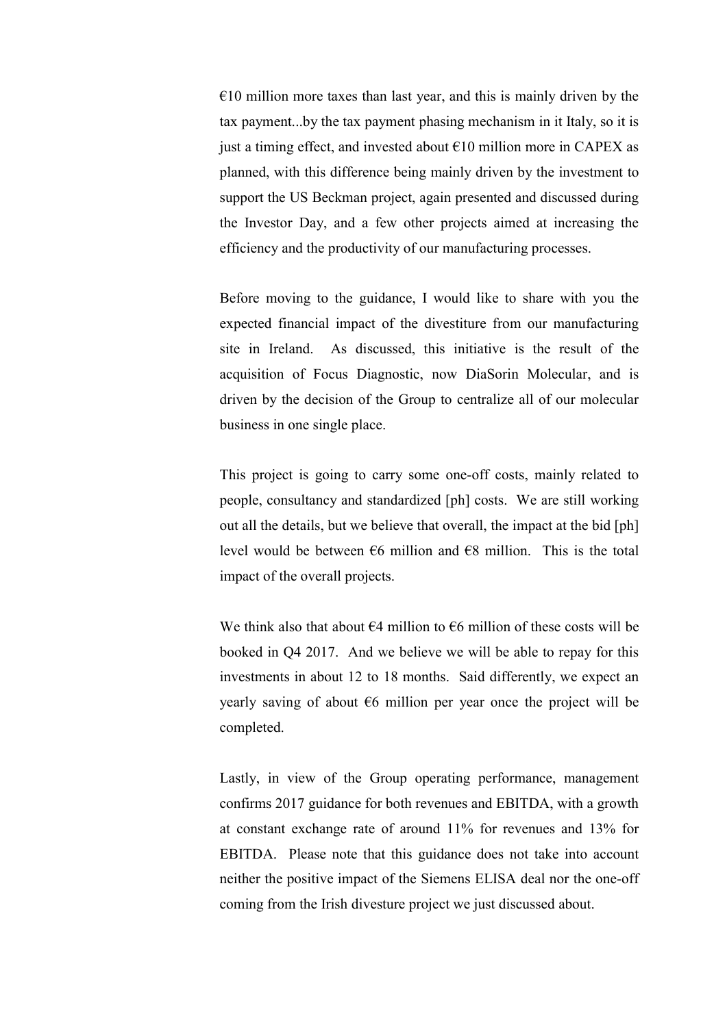€10 million more taxes than last year, and this is mainly driven by the tax payment...by the tax payment phasing mechanism in it Italy, so it is just a timing effect, and invested about €10 million more in CAPEX as planned, with this difference being mainly driven by the investment to support the US Beckman project, again presented and discussed during the Investor Day, and a few other projects aimed at increasing the efficiency and the productivity of our manufacturing processes.

Before moving to the guidance, I would like to share with you the expected financial impact of the divestiture from our manufacturing site in Ireland. As discussed, this initiative is the result of the acquisition of Focus Diagnostic, now DiaSorin Molecular, and is driven by the decision of the Group to centralize all of our molecular business in one single place.

This project is going to carry some one-off costs, mainly related to people, consultancy and standardized [ph] costs. We are still working out all the details, but we believe that overall, the impact at the bid [ph] level would be between €6 million and €8 million. This is the total impact of the overall projects.

We think also that about €4 million to €6 million of these costs will be booked in Q4 2017. And we believe we will be able to repay for this investments in about 12 to 18 months. Said differently, we expect an yearly saving of about €6 million per year once the project will be completed.

Lastly, in view of the Group operating performance, management confirms 2017 guidance for both revenues and EBITDA, with a growth at constant exchange rate of around 11% for revenues and 13% for EBITDA. Please note that this guidance does not take into account neither the positive impact of the Siemens ELISA deal nor the one-off coming from the Irish divesture project we just discussed about.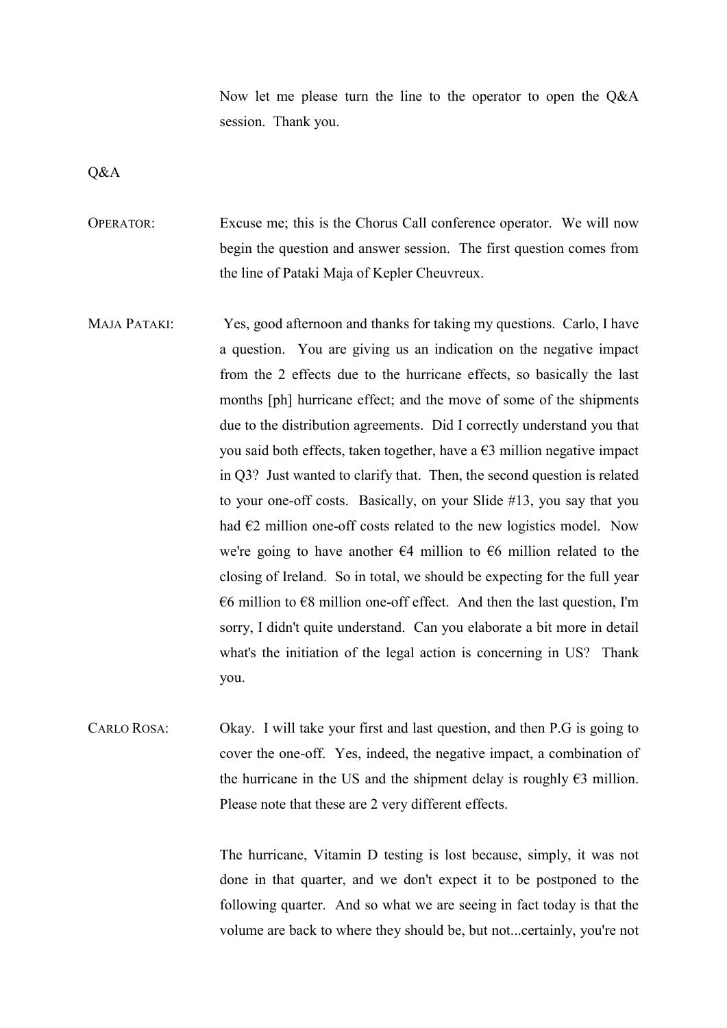Now let me please turn the line to the operator to open the Q&A session. Thank you.

Q&A

OPERATOR: Excuse me; this is the Chorus Call conference operator. We will now begin the question and answer session. The first question comes from the line of Pataki Maja of Kepler Cheuvreux.

MAJA PATAKI: Yes, good afternoon and thanks for taking my questions. Carlo, I have a question. You are giving us an indication on the negative impact from the 2 effects due to the hurricane effects, so basically the last months [ph] hurricane effect; and the move of some of the shipments due to the distribution agreements. Did I correctly understand you that you said both effects, taken together, have a €3 million negative impact in Q3? Just wanted to clarify that. Then, the second question is related to your one-off costs. Basically, on your Slide #13, you say that you had €2 million one-off costs related to the new logistics model. Now we're going to have another €4 million to €6 million related to the closing of Ireland. So in total, we should be expecting for the full year €6 million to €8 million one-off effect. And then the last question, I'm sorry, I didn't quite understand. Can you elaborate a bit more in detail what's the initiation of the legal action is concerning in US? Thank you.

CARLO ROSA: Okay. I will take your first and last question, and then P.G is going to cover the one-off. Yes, indeed, the negative impact, a combination of the hurricane in the US and the shipment delay is roughly €3 million. Please note that these are 2 very different effects.

The hurricane, Vitamin D testing is lost because, simply, it was not done in that quarter, and we don't expect it to be postponed to the following quarter. And so what we are seeing in fact today is that the volume are back to where they should be, but not...certainly, you're not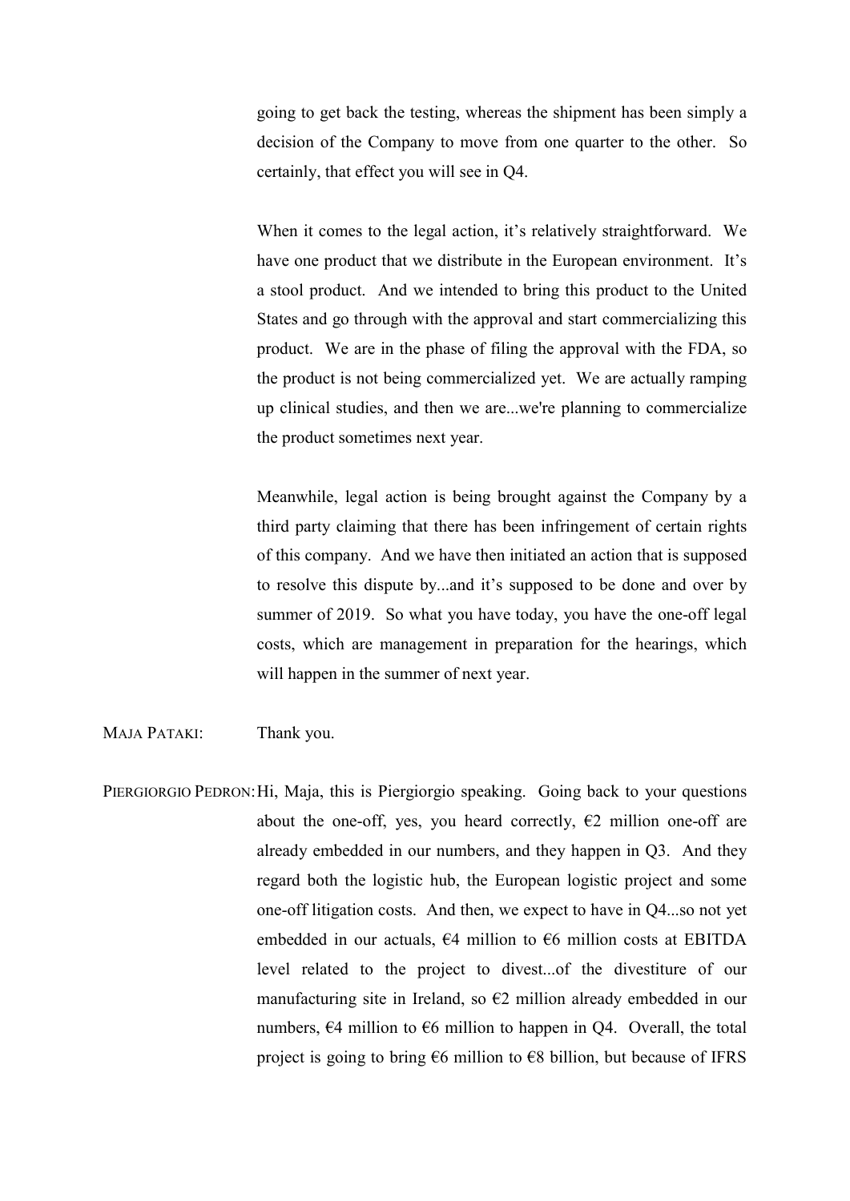going to get back the testing, whereas the shipment has been simply a decision of the Company to move from one quarter to the other. So certainly, that effect you will see in Q4.

When it comes to the legal action, it's relatively straightforward. We have one product that we distribute in the European environment. It's a stool product. And we intended to bring this product to the United States and go through with the approval and start commercializing this product. We are in the phase of filing the approval with the FDA, so the product is not being commercialized yet. We are actually ramping up clinical studies, and then we are...we're planning to commercialize the product sometimes next year.

Meanwhile, legal action is being brought against the Company by a third party claiming that there has been infringement of certain rights of this company. And we have then initiated an action that is supposed to resolve this dispute by...and it's supposed to be done and over by summer of 2019. So what you have today, you have the one-off legal costs, which are management in preparation for the hearings, which will happen in the summer of next year.

MAJA PATAKI: Thank you.

PIERGIORGIO PEDRON: Hi, Maja, this is Piergiorgio speaking. Going back to your questions about the one-off, yes, you heard correctly, €2 million one-off are already embedded in our numbers, and they happen in Q3. And they regard both the logistic hub, the European logistic project and some one-off litigation costs. And then, we expect to have in Q4...so not yet embedded in our actuals, €4 million to €6 million costs at EBITDA level related to the project to divest...of the divestiture of our manufacturing site in Ireland, so €2 million already embedded in our numbers, €4 million to €6 million to happen in Q4. Overall, the total project is going to bring €6 million to €8 billion, but because of IFRS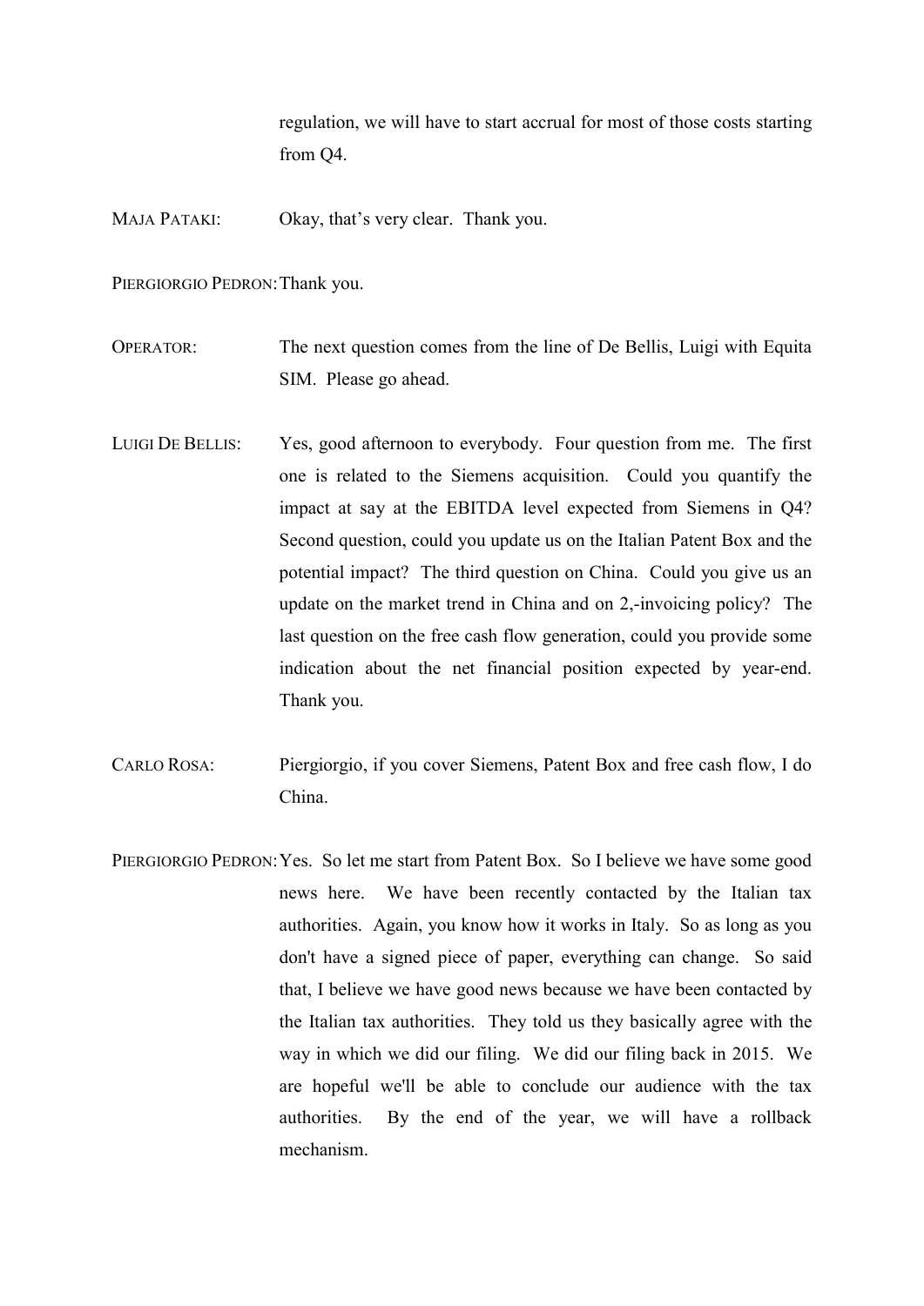regulation, we will have to start accrual for most of those costs starting from Q4.

MAJA PATAKI: Okay, that's very clear. Thank you.

PIERGIORGIO PEDRON: Thank you.

OPERATOR: The next question comes from the line of De Bellis, Luigi with Equita SIM. Please go ahead.

LUIGI DE BELLIS: Yes, good afternoon to everybody. Four question from me. The first one is related to the Siemens acquisition. Could you quantify the impact at say at the EBITDA level expected from Siemens in Q4? Second question, could you update us on the Italian Patent Box and the potential impact? The third question on China. Could you give us an update on the market trend in China and on 2,-invoicing policy? The last question on the free cash flow generation, could you provide some indication about the net financial position expected by year-end. Thank you.

CARLO ROSA: Piergiorgio, if you cover Siemens, Patent Box and free cash flow, I do China.

PIERGIORGIO PEDRON: Yes. So let me start from Patent Box. So I believe we have some good news here. We have been recently contacted by the Italian tax authorities. Again, you know how it works in Italy. So as long as you don't have a signed piece of paper, everything can change. So said that, I believe we have good news because we have been contacted by the Italian tax authorities. They told us they basically agree with the way in which we did our filing. We did our filing back in 2015. We are hopeful we'll be able to conclude our audience with the tax authorities. By the end of the year, we will have a rollback mechanism.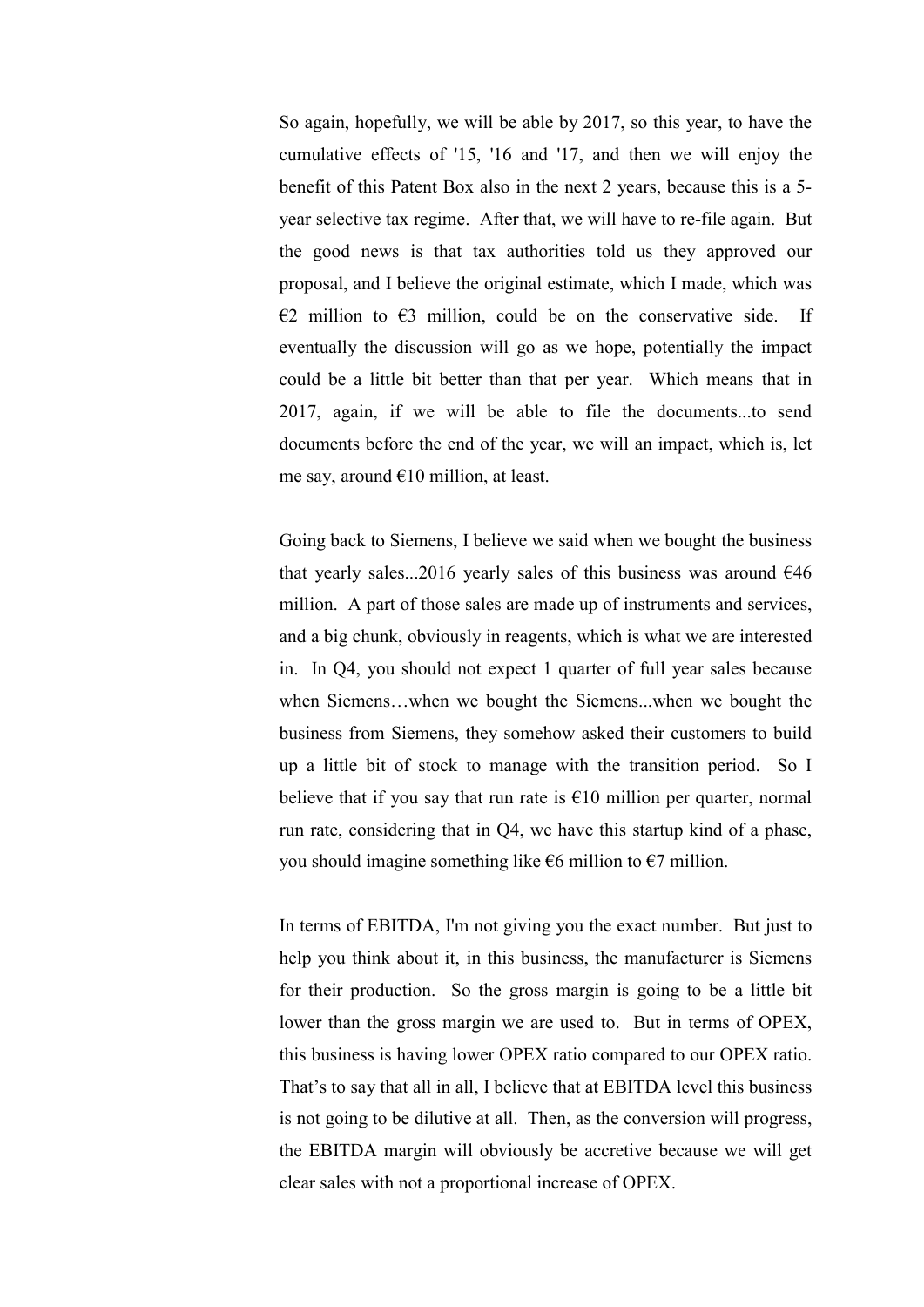So again, hopefully, we will be able by 2017, so this year, to have the cumulative effects of '15, '16 and '17, and then we will enjoy the benefit of this Patent Box also in the next 2 years, because this is a 5-year selective tax regime. After that, we will have to re-file again. But the good news is that tax authorities told us they approved our proposal, and I believe the original estimate, which I made, which was €2 million to €3 million, could be on the conservative side. If eventually the discussion will go as we hope, potentially the impact could be a little bit better than that per year. Which means that in 2017, again, if we will be able to file the documents...to send documents before the end of the year, we will an impact, which is, let me say, around €10 million, at least.

Going back to Siemens, I believe we said when we bought the business that yearly sales...2016 yearly sales of this business was around €46 million. A part of those sales are made up of instruments and services, and a big chunk, obviously in reagents, which is what we are interested in. In Q4, you should not expect 1 quarter of full year sales because when Siemens…when we bought the Siemens...when we bought the business from Siemens, they somehow asked their customers to build up a little bit of stock to manage with the transition period. So I believe that if you say that run rate is €10 million per quarter, normal run rate, considering that in Q4, we have this startup kind of a phase, you should imagine something like €6 million to €7 million.

In terms of EBITDA, I'm not giving you the exact number. But just to help you think about it, in this business, the manufacturer is Siemens for their production. So the gross margin is going to be a little bit lower than the gross margin we are used to. But in terms of OPEX, this business is having lower OPEX ratio compared to our OPEX ratio. That's to say that all in all, I believe that at EBITDA level this business is not going to be dilutive at all. Then, as the conversion will progress, the EBITDA margin will obviously be accretive because we will get clear sales with not a proportional increase of OPEX.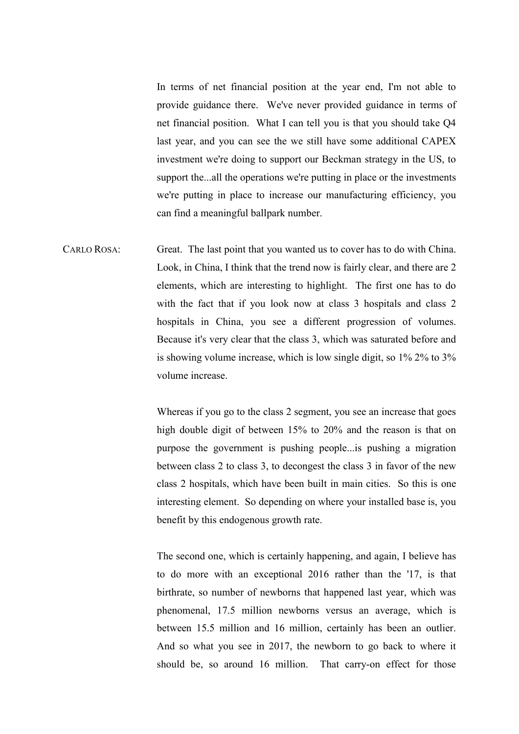In terms of net financial position at the year end, I'm not able to provide guidance there. We've never provided guidance in terms of net financial position. What I can tell you is that you should take Q4 last year, and you can see the we still have some additional CAPEX investment we're doing to support our Beckman strategy in the US, to support the...all the operations we're putting in place or the investments we're putting in place to increase our manufacturing efficiency, you can find a meaningful ballpark number.

CARLO ROSA: Great. The last point that you wanted us to cover has to do with China. Look, in China, I think that the trend now is fairly clear, and there are 2 elements, which are interesting to highlight. The first one has to do with the fact that if you look now at class 3 hospitals and class 2 hospitals in China, you see a different progression of volumes. Because it's very clear that the class 3, which was saturated before and is showing volume increase, which is low single digit, so 1% 2% to 3% volume increase.

Whereas if you go to the class 2 segment, you see an increase that goes high double digit of between 15% to 20% and the reason is that on purpose the government is pushing people...is pushing a migration between class 2 to class 3, to decongest the class 3 in favor of the new class 2 hospitals, which have been built in main cities. So this is one interesting element. So depending on where your installed base is, you benefit by this endogenous growth rate.

The second one, which is certainly happening, and again, I believe has to do more with an exceptional 2016 rather than the '17, is that birthrate, so number of newborns that happened last year, which was phenomenal, 17.5 million newborns versus an average, which is between 15.5 million and 16 million, certainly has been an outlier. And so what you see in 2017, the newborn to go back to where it should be, so around 16 million. That carry-on effect for those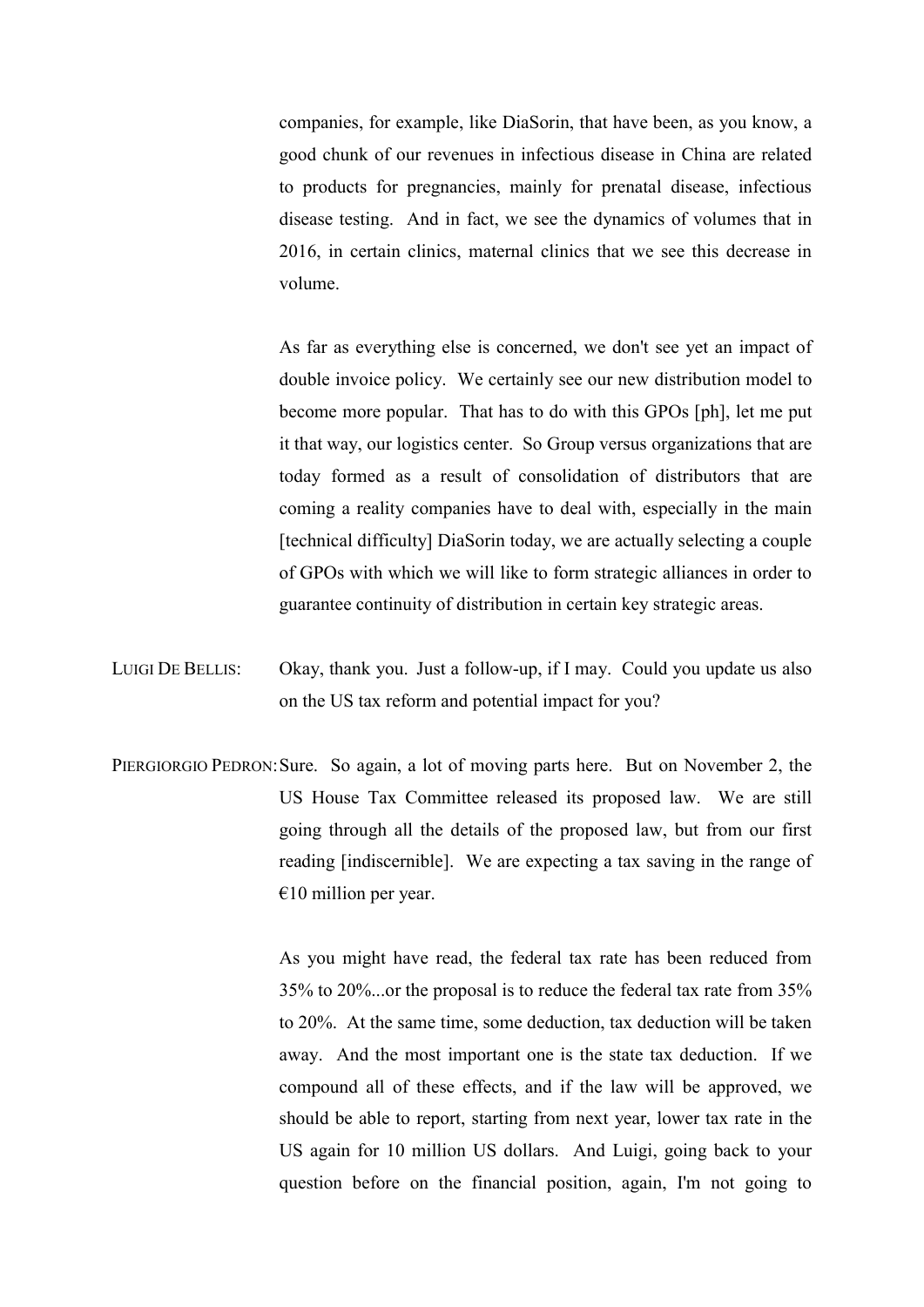companies, for example, like DiaSorin, that have been, as you know, a good chunk of our revenues in infectious disease in China are related to products for pregnancies, mainly for prenatal disease, infectious disease testing. And in fact, we see the dynamics of volumes that in 2016, in certain clinics, maternal clinics that we see this decrease in volume.

As far as everything else is concerned, we don't see yet an impact of double invoice policy. We certainly see our new distribution model to become more popular. That has to do with this GPOs [ph], let me put it that way, our logistics center. So Group versus organizations that are today formed as a result of consolidation of distributors that are coming a reality companies have to deal with, especially in the main [technical difficulty] DiaSorin today, we are actually selecting a couple of GPOs with which we will like to form strategic alliances in order to guarantee continuity of distribution in certain key strategic areas.

LUIGI DE BELLIS: Okay, thank you. Just a follow-up, if I may. Could you update us also on the US tax reform and potential impact for you?

PIERGIORGIO PEDRON: Sure. So again, a lot of moving parts here. But on November 2, the US House Tax Committee released its proposed law. We are still going through all the details of the proposed law, but from our first reading [indiscernible]. We are expecting a tax saving in the range of €10 million per year.

As you might have read, the federal tax rate has been reduced from 35% to 20%...or the proposal is to reduce the federal tax rate from 35% to 20%. At the same time, some deduction, tax deduction will be taken away. And the most important one is the state tax deduction. If we compound all of these effects, and if the law will be approved, we should be able to report, starting from next year, lower tax rate in the US again for 10 million US dollars. And Luigi, going back to your question before on the financial position, again, I'm not going to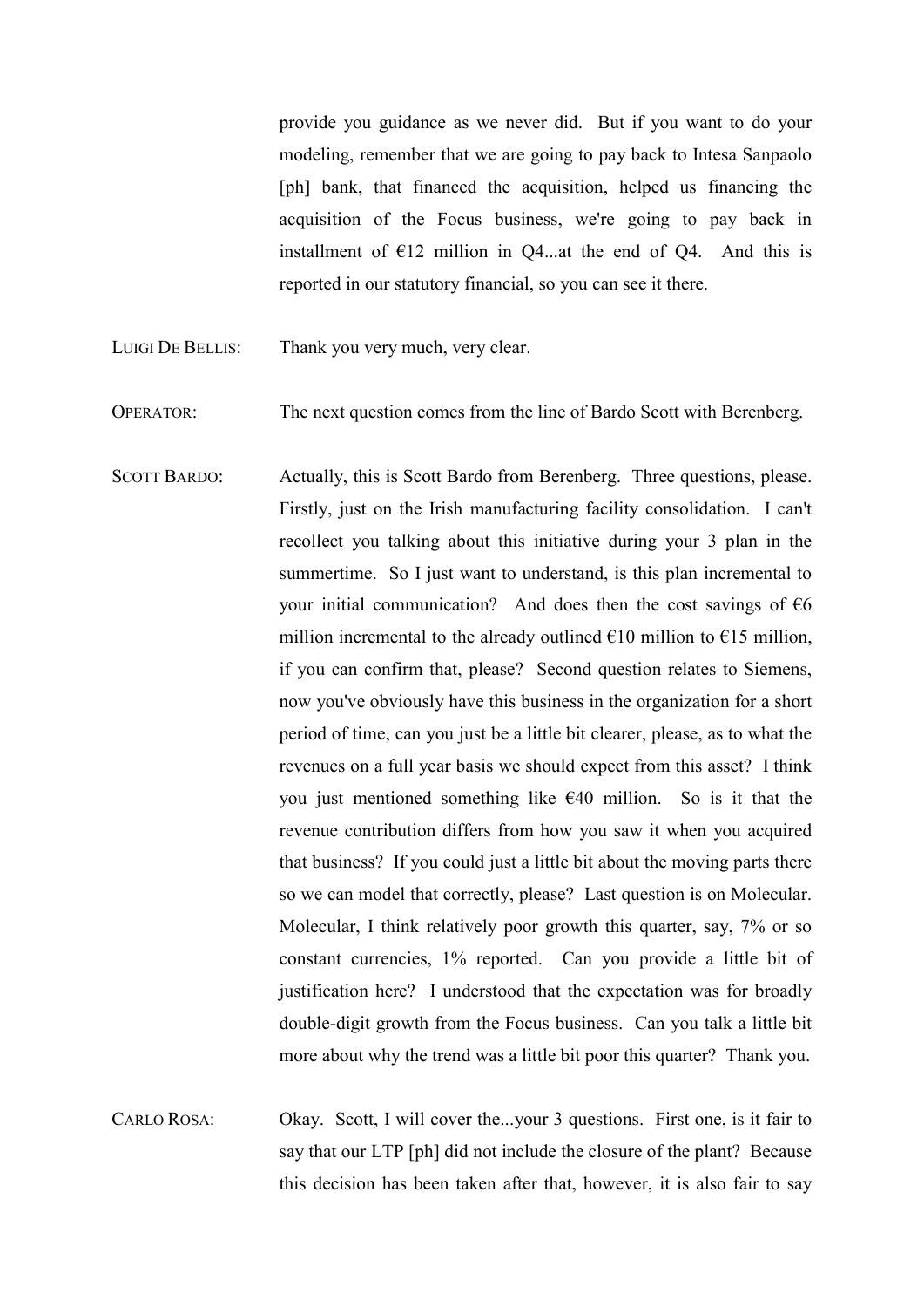provide you guidance as we never did. But if you want to do your modeling, remember that we are going to pay back to Intesa Sanpaolo [ph] bank, that financed the acquisition, helped us financing the acquisition of the Focus business, we're going to pay back in installment of €12 million in Q4...at the end of Q4. And this is reported in our statutory financial, so you can see it there.

LUIGI DE BELLIS: Thank you very much, very clear.

OPERATOR: The next question comes from the line of Bardo Scott with Berenberg.

SCOTT BARDO: Actually, this is Scott Bardo from Berenberg. Three questions, please. Firstly, just on the Irish manufacturing facility consolidation. I can't recollect you talking about this initiative during your 3 plan in the summertime. So I just want to understand, is this plan incremental to your initial communication? And does then the cost savings of €6 million incremental to the already outlined €10 million to €15 million, if you can confirm that, please? Second question relates to Siemens, now you've obviously have this business in the organization for a short period of time, can you just be a little bit clearer, please, as to what the revenues on a full year basis we should expect from this asset? I think you just mentioned something like €40 million. So is it that the revenue contribution differs from how you saw it when you acquired that business? If you could just a little bit about the moving parts there so we can model that correctly, please? Last question is on Molecular. Molecular, I think relatively poor growth this quarter, say, 7% or so constant currencies, 1% reported. Can you provide a little bit of justification here? I understood that the expectation was for broadly double-digit growth from the Focus business. Can you talk a little bit more about why the trend was a little bit poor this quarter? Thank you.

CARLO ROSA: Okay. Scott, I will cover the...your 3 questions. First one, is it fair to say that our LTP [ph] did not include the closure of the plant? Because this decision has been taken after that, however, it is also fair to say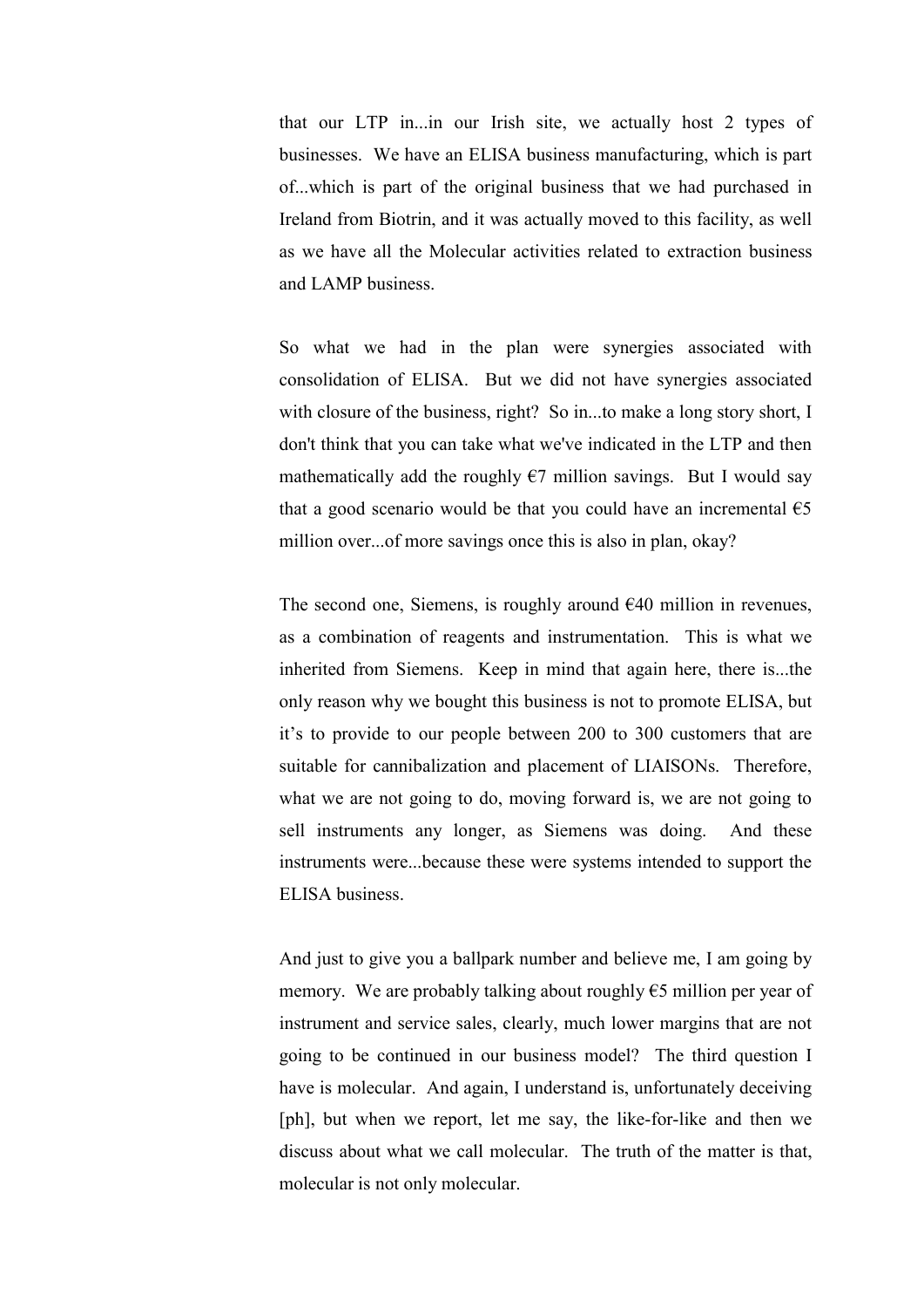that our LTP in...in our Irish site, we actually host 2 types of businesses. We have an ELISA business manufacturing, which is part of...which is part of the original business that we had purchased in Ireland from Biotrin, and it was actually moved to this facility, as well as we have all the Molecular activities related to extraction business and LAMP business.

So what we had in the plan were synergies associated with consolidation of ELISA. But we did not have synergies associated with closure of the business, right? So in...to make a long story short, I don't think that you can take what we've indicated in the LTP and then mathematically add the roughly €7 million savings. But I would say that a good scenario would be that you could have an incremental €5 million over...of more savings once this is also in plan, okay?

The second one, Siemens, is roughly around €40 million in revenues, as a combination of reagents and instrumentation. This is what we inherited from Siemens. Keep in mind that again here, there is...the only reason why we bought this business is not to promote ELISA, but it's to provide to our people between 200 to 300 customers that are suitable for cannibalization and placement of LIAISONs. Therefore, what we are not going to do, moving forward is, we are not going to sell instruments any longer, as Siemens was doing. And these instruments were...because these were systems intended to support the ELISA business.

And just to give you a ballpark number and believe me, I am going by memory. We are probably talking about roughly €5 million per year of instrument and service sales, clearly, much lower margins that are not going to be continued in our business model? The third question I have is molecular. And again, I understand is, unfortunately deceiving [ph], but when we report, let me say, the like-for-like and then we discuss about what we call molecular. The truth of the matter is that, molecular is not only molecular.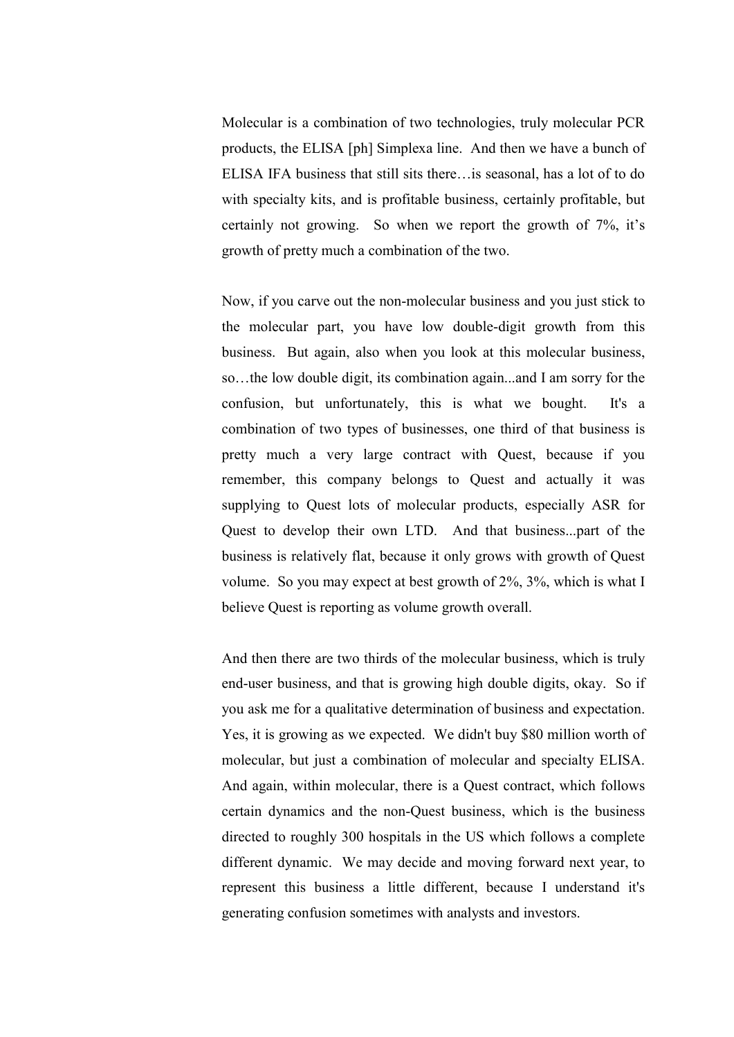Molecular is a combination of two technologies, truly molecular PCR products, the ELISA [ph] Simplexa line. And then we have a bunch of ELISA IFA business that still sits there…is seasonal, has a lot of to do with specialty kits, and is profitable business, certainly profitable, but certainly not growing. So when we report the growth of 7%, it's growth of pretty much a combination of the two.

Now, if you carve out the non-molecular business and you just stick to the molecular part, you have low double-digit growth from this business. But again, also when you look at this molecular business, so…the low double digit, its combination again...and I am sorry for the confusion, but unfortunately, this is what we bought. It's a combination of two types of businesses, one third of that business is pretty much a very large contract with Quest, because if you remember, this company belongs to Quest and actually it was supplying to Quest lots of molecular products, especially ASR for Quest to develop their own LTD. And that business...part of the business is relatively flat, because it only grows with growth of Quest volume. So you may expect at best growth of 2%, 3%, which is what I believe Quest is reporting as volume growth overall.

And then there are two thirds of the molecular business, which is truly end-user business, and that is growing high double digits, okay. So if you ask me for a qualitative determination of business and expectation. Yes, it is growing as we expected. We didn't buy $80 million worth of molecular, but just a combination of molecular and specialty ELISA. And again, within molecular, there is a Quest contract, which follows certain dynamics and the non-Quest business, which is the business directed to roughly 300 hospitals in the US which follows a complete different dynamic. We may decide and moving forward next year, to represent this business a little different, because I understand it's generating confusion sometimes with analysts and investors.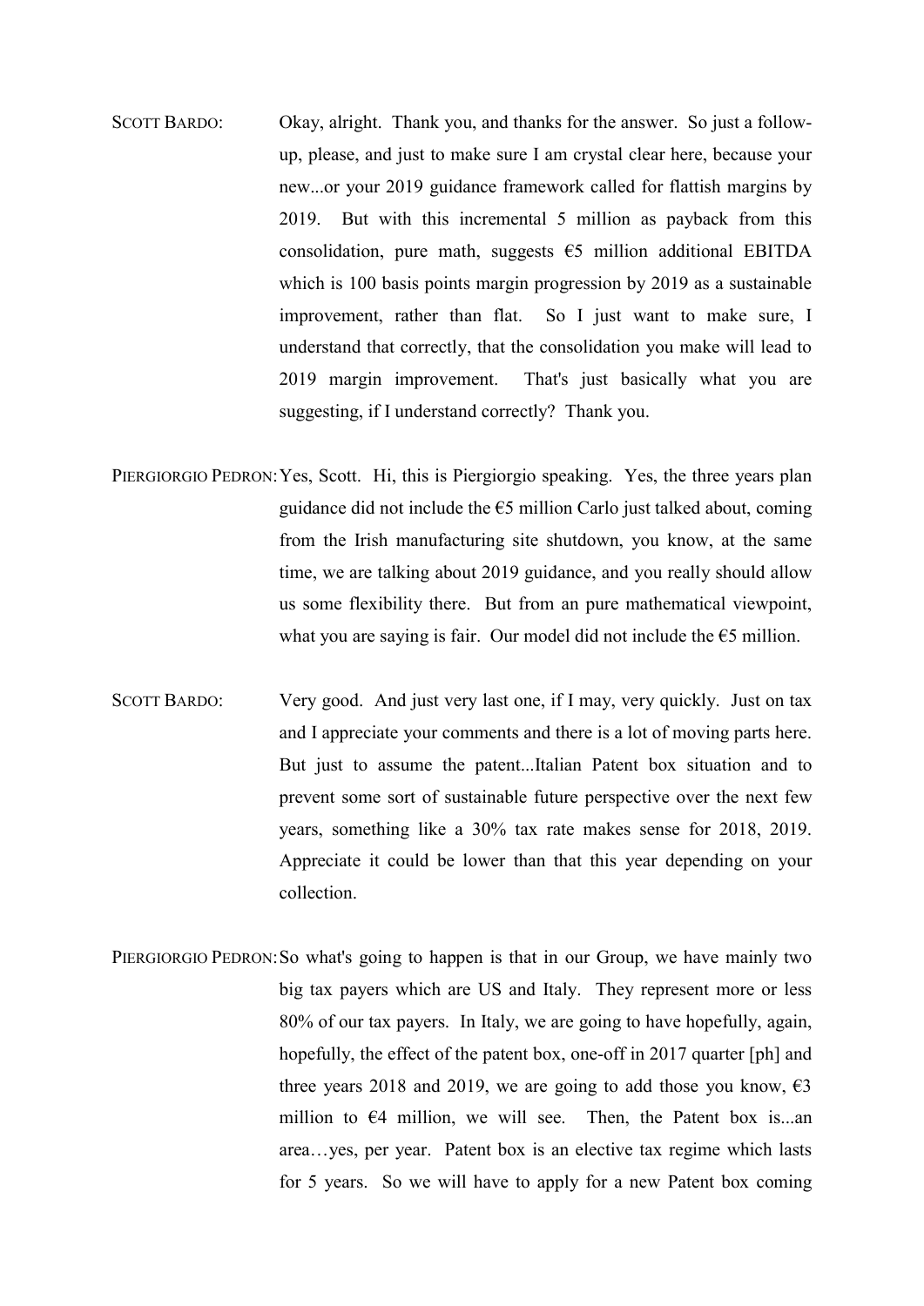SCOTT BARDO: Okay, alright. Thank you, and thanks for the answer. So just a follow-up, please, and just to make sure I am crystal clear here, because your new...or your 2019 guidance framework called for flattish margins by 2019. But with this incremental 5 million as payback from this consolidation, pure math, suggests €5 million additional EBITDA which is 100 basis points margin progression by 2019 as a sustainable improvement, rather than flat. So I just want to make sure, I understand that correctly, that the consolidation you make will lead to 2019 margin improvement. That's just basically what you are suggesting, if I understand correctly? Thank you.

PIERGIORGIO PEDRON: Yes, Scott. Hi, this is Piergiorgio speaking. Yes, the three years plan guidance did not include the €5 million Carlo just talked about, coming from the Irish manufacturing site shutdown, you know, at the same time, we are talking about 2019 guidance, and you really should allow us some flexibility there. But from an pure mathematical viewpoint, what you are saying is fair. Our model did not include the €5 million.

SCOTT BARDO: Very good. And just very last one, if I may, very quickly. Just on tax and I appreciate your comments and there is a lot of moving parts here. But just to assume the patent...Italian Patent box situation and to prevent some sort of sustainable future perspective over the next few years, something like a 30% tax rate makes sense for 2018, 2019. Appreciate it could be lower than that this year depending on your collection.

PIERGIORGIO PEDRON: So what's going to happen is that in our Group, we have mainly two big tax payers which are US and Italy. They represent more or less 80% of our tax payers. In Italy, we are going to have hopefully, again, hopefully, the effect of the patent box, one-off in 2017 quarter [ph] and three years 2018 and 2019, we are going to add those you know, €3 million to €4 million, we will see. Then, the Patent box is...an area…yes, per year. Patent box is an elective tax regime which lasts for 5 years. So we will have to apply for a new Patent box coming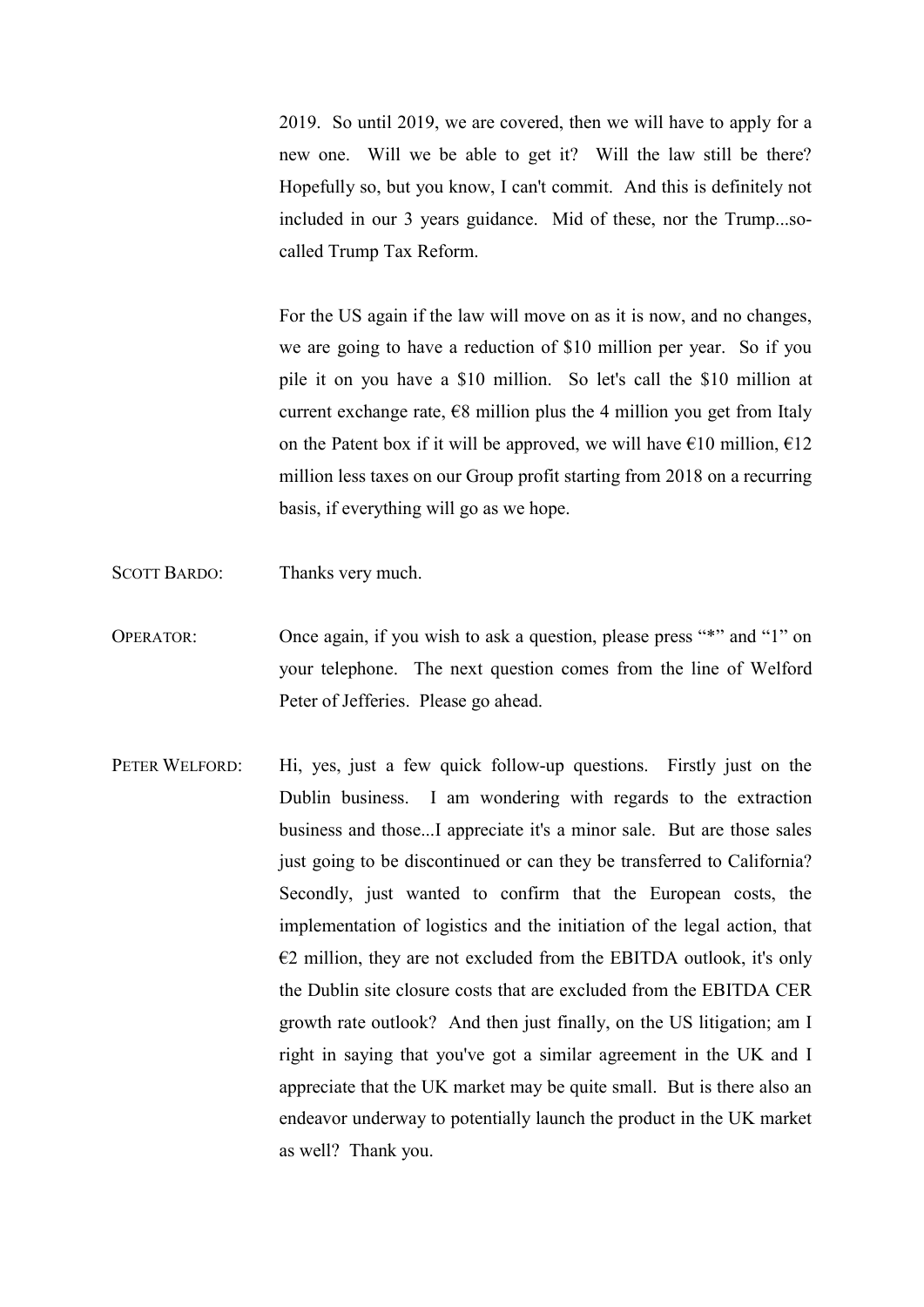2019. So until 2019, we are covered, then we will have to apply for a new one. Will we be able to get it? Will the law still be there? Hopefully so, but you know, I can't commit. And this is definitely not included in our 3 years guidance. Mid of these, nor the Trump...so-called Trump Tax Reform.

For the US again if the law will move on as it is now, and no changes, we are going to have a reduction of $10 million per year. So if you pile it on you have a $10 million. So let's call the $10 million at current exchange rate, €8 million plus the 4 million you get from Italy on the Patent box if it will be approved, we will have €10 million, €12 million less taxes on our Group profit starting from 2018 on a recurring basis, if everything will go as we hope.

SCOTT BARDO: Thanks very much.

OPERATOR: Once again, if you wish to ask a question, please press "*" and "1" on your telephone. The next question comes from the line of Welford Peter of Jefferies. Please go ahead.

PETER WELFORD: Hi, yes, just a few quick follow-up questions. Firstly just on the Dublin business. I am wondering with regards to the extraction business and those...I appreciate it's a minor sale. But are those sales just going to be discontinued or can they be transferred to California? Secondly, just wanted to confirm that the European costs, the implementation of logistics and the initiation of the legal action, that €2 million, they are not excluded from the EBITDA outlook, it's only the Dublin site closure costs that are excluded from the EBITDA CER growth rate outlook? And then just finally, on the US litigation; am I right in saying that you've got a similar agreement in the UK and I appreciate that the UK market may be quite small. But is there also an endeavor underway to potentially launch the product in the UK market as well? Thank you.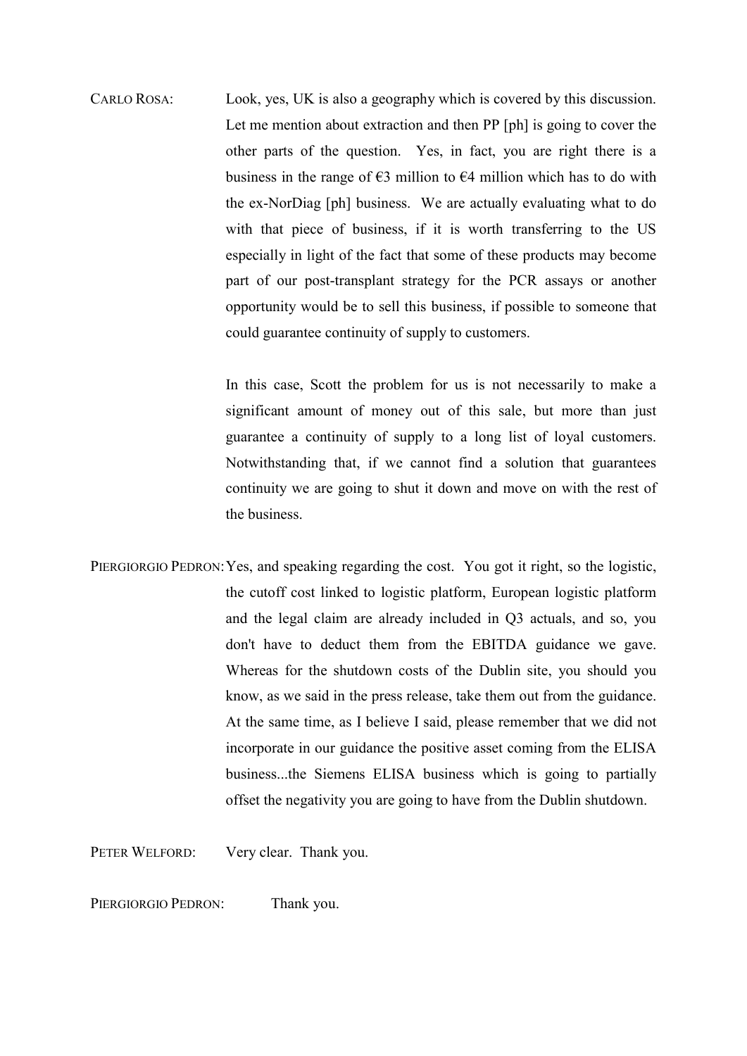CARLO ROSA: Look, yes, UK is also a geography which is covered by this discussion. Let me mention about extraction and then PP [ph] is going to cover the other parts of the question. Yes, in fact, you are right there is a business in the range of €3 million to €4 million which has to do with the ex-NorDiag [ph] business. We are actually evaluating what to do with that piece of business, if it is worth transferring to the US especially in light of the fact that some of these products may become part of our post-transplant strategy for the PCR assays or another opportunity would be to sell this business, if possible to someone that could guarantee continuity of supply to customers.

In this case, Scott the problem for us is not necessarily to make a significant amount of money out of this sale, but more than just guarantee a continuity of supply to a long list of loyal customers. Notwithstanding that, if we cannot find a solution that guarantees continuity we are going to shut it down and move on with the rest of the business.

PIERGIORGIO PEDRON: Yes, and speaking regarding the cost. You got it right, so the logistic, the cutoff cost linked to logistic platform, European logistic platform and the legal claim are already included in Q3 actuals, and so, you don't have to deduct them from the EBITDA guidance we gave. Whereas for the shutdown costs of the Dublin site, you should you know, as we said in the press release, take them out from the guidance. At the same time, as I believe I said, please remember that we did not incorporate in our guidance the positive asset coming from the ELISA business...the Siemens ELISA business which is going to partially offset the negativity you are going to have from the Dublin shutdown.

PETER WELFORD: Very clear. Thank you.

PIERGIORGIO PEDRON: Thank you.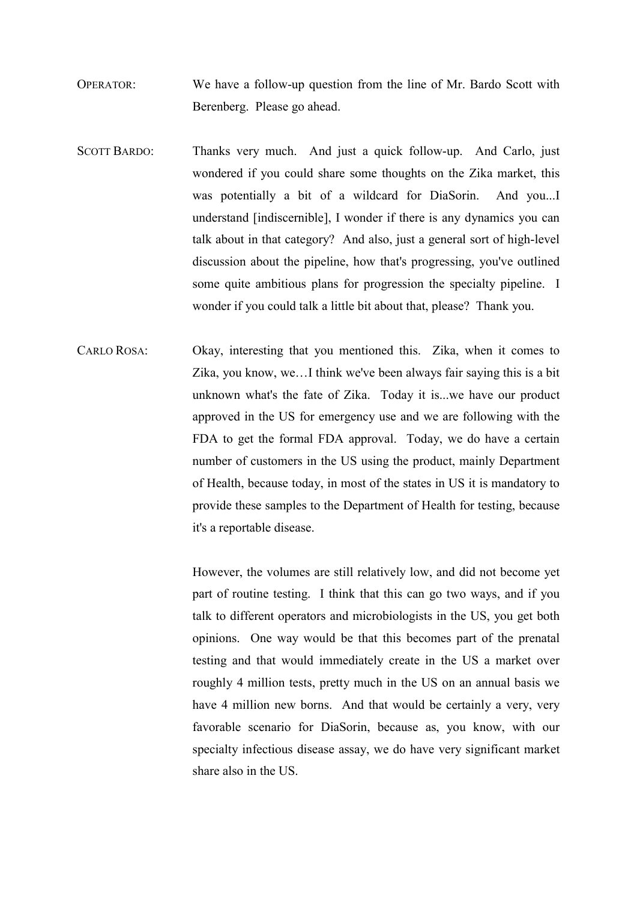OPERATOR: We have a follow-up question from the line of Mr. Bardo Scott with Berenberg. Please go ahead.

SCOTT BARDO: Thanks very much. And just a quick follow-up. And Carlo, just wondered if you could share some thoughts on the Zika market, this was potentially a bit of a wildcard for DiaSorin. And you...I understand [indiscernible], I wonder if there is any dynamics you can talk about in that category? And also, just a general sort of high-level discussion about the pipeline, how that's progressing, you've outlined some quite ambitious plans for progression the specialty pipeline. I wonder if you could talk a little bit about that, please? Thank you.

CARLO ROSA: Okay, interesting that you mentioned this. Zika, when it comes to Zika, you know, we…I think we've been always fair saying this is a bit unknown what's the fate of Zika. Today it is...we have our product approved in the US for emergency use and we are following with the FDA to get the formal FDA approval. Today, we do have a certain number of customers in the US using the product, mainly Department of Health, because today, in most of the states in US it is mandatory to provide these samples to the Department of Health for testing, because it's a reportable disease.

However, the volumes are still relatively low, and did not become yet part of routine testing. I think that this can go two ways, and if you talk to different operators and microbiologists in the US, you get both opinions. One way would be that this becomes part of the prenatal testing and that would immediately create in the US a market over roughly 4 million tests, pretty much in the US on an annual basis we have 4 million new borns. And that would be certainly a very, very favorable scenario for DiaSorin, because as, you know, with our specialty infectious disease assay, we do have very significant market share also in the US.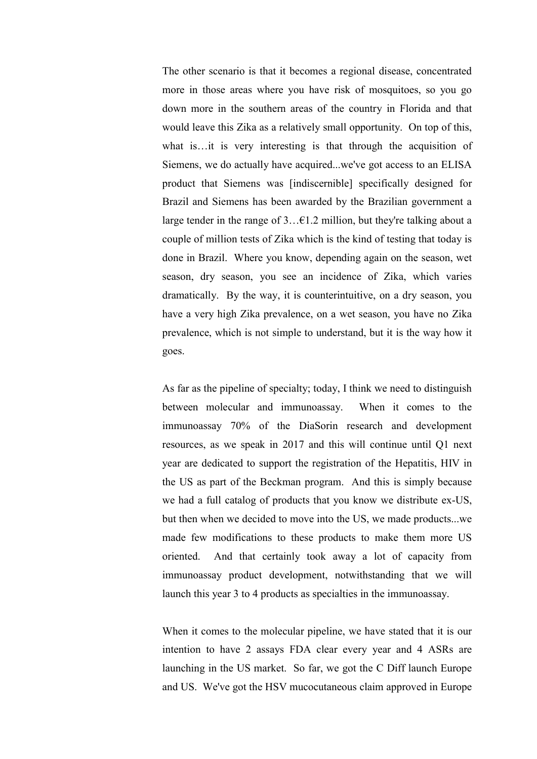The other scenario is that it becomes a regional disease, concentrated more in those areas where you have risk of mosquitoes, so you go down more in the southern areas of the country in Florida and that would leave this Zika as a relatively small opportunity. On top of this, what is…it is very interesting is that through the acquisition of Siemens, we do actually have acquired...we've got access to an ELISA product that Siemens was [indiscernible] specifically designed for Brazil and Siemens has been awarded by the Brazilian government a large tender in the range of 3…€1.2 million, but they're talking about a couple of million tests of Zika which is the kind of testing that today is done in Brazil. Where you know, depending again on the season, wet season, dry season, you see an incidence of Zika, which varies dramatically. By the way, it is counterintuitive, on a dry season, you have a very high Zika prevalence, on a wet season, you have no Zika prevalence, which is not simple to understand, but it is the way how it goes.

As far as the pipeline of specialty; today, I think we need to distinguish between molecular and immunoassay. When it comes to the immunoassay 70% of the DiaSorin research and development resources, as we speak in 2017 and this will continue until Q1 next year are dedicated to support the registration of the Hepatitis, HIV in the US as part of the Beckman program. And this is simply because we had a full catalog of products that you know we distribute ex-US, but then when we decided to move into the US, we made products...we made few modifications to these products to make them more US oriented. And that certainly took away a lot of capacity from immunoassay product development, notwithstanding that we will launch this year 3 to 4 products as specialties in the immunoassay.

When it comes to the molecular pipeline, we have stated that it is our intention to have 2 assays FDA clear every year and 4 ASRs are launching in the US market. So far, we got the C Diff launch Europe and US. We've got the HSV mucocutaneous claim approved in Europe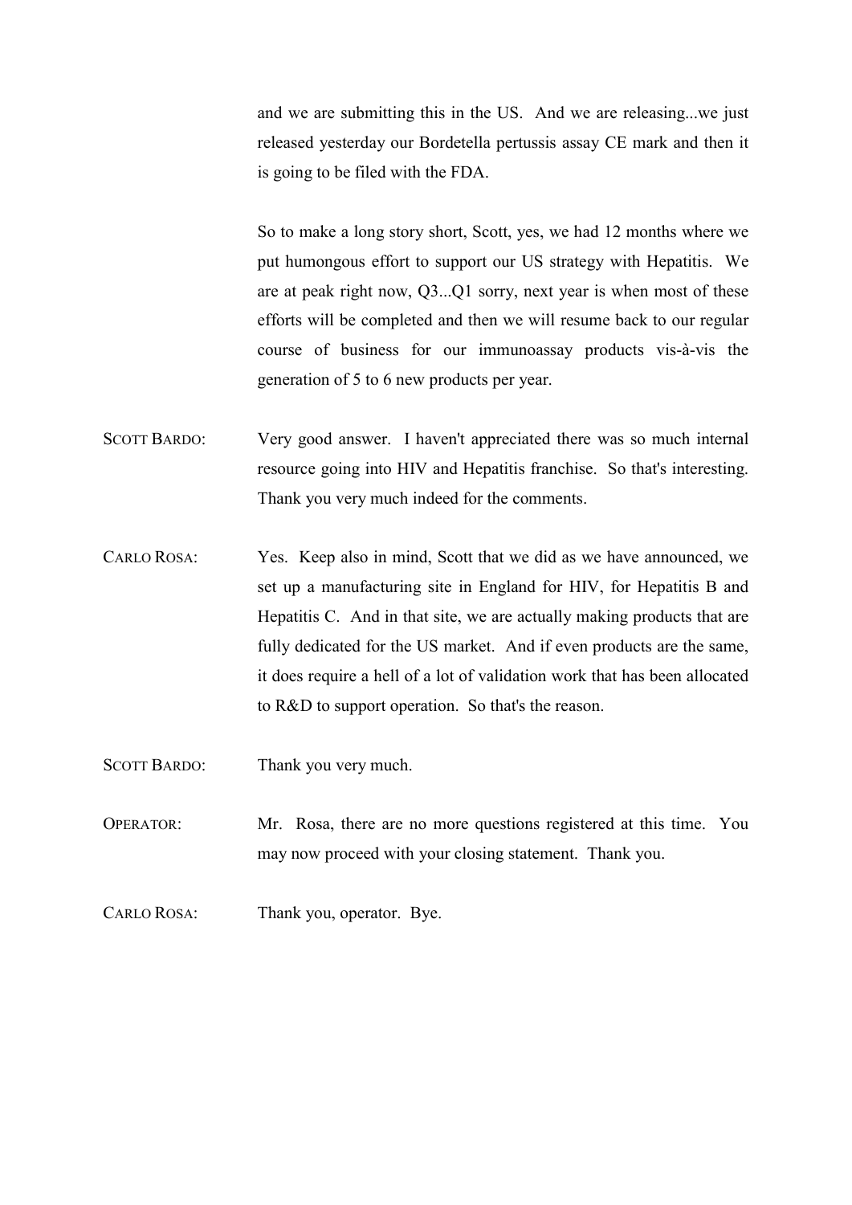and we are submitting this in the US. And we are releasing...we just released yesterday our Bordetella pertussis assay CE mark and then it is going to be filed with the FDA.

So to make a long story short, Scott, yes, we had 12 months where we put humongous effort to support our US strategy with Hepatitis. We are at peak right now, Q3...Q1 sorry, next year is when most of these efforts will be completed and then we will resume back to our regular course of business for our immunoassay products vis-à-vis the generation of 5 to 6 new products per year.

SCOTT BARDO: Very good answer. I haven't appreciated there was so much internal resource going into HIV and Hepatitis franchise. So that's interesting. Thank you very much indeed for the comments.

CARLO ROSA: Yes. Keep also in mind, Scott that we did as we have announced, we set up a manufacturing site in England for HIV, for Hepatitis B and Hepatitis C. And in that site, we are actually making products that are fully dedicated for the US market. And if even products are the same, it does require a hell of a lot of validation work that has been allocated to R&D to support operation. So that's the reason.

SCOTT BARDO: Thank you very much.

OPERATOR: Mr. Rosa, there are no more questions registered at this time. You may now proceed with your closing statement. Thank you.

CARLO ROSA: Thank you, operator. Bye.